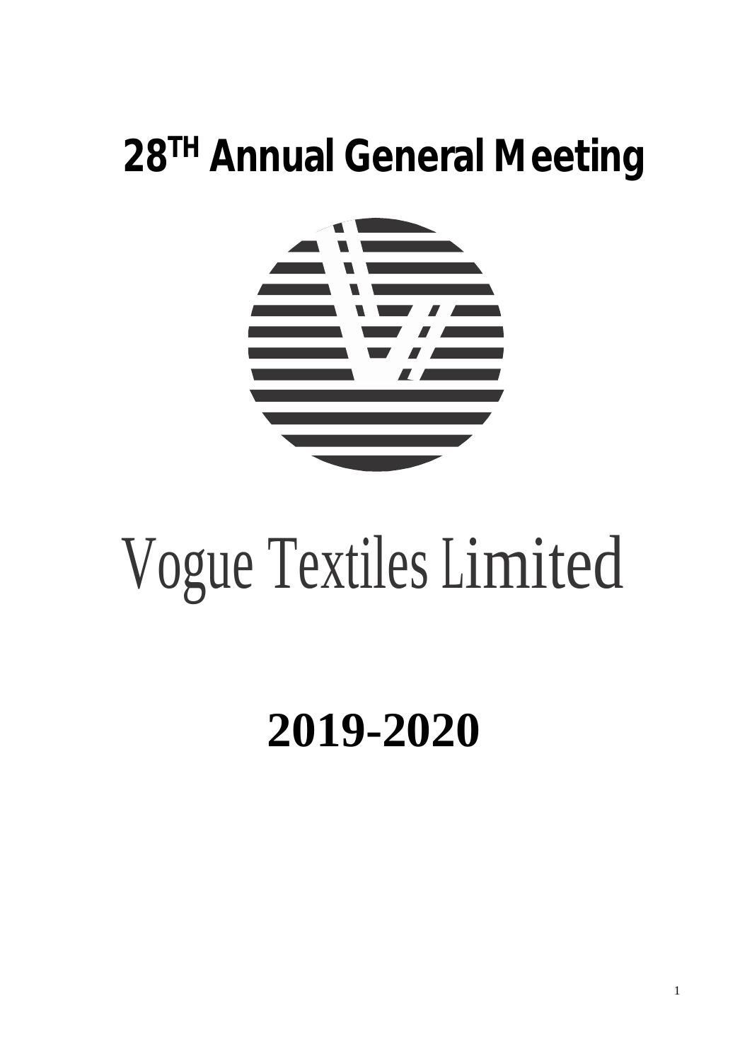# 28TH Annual General Meeting

# Vogue Textiles Limited

# 2019-2020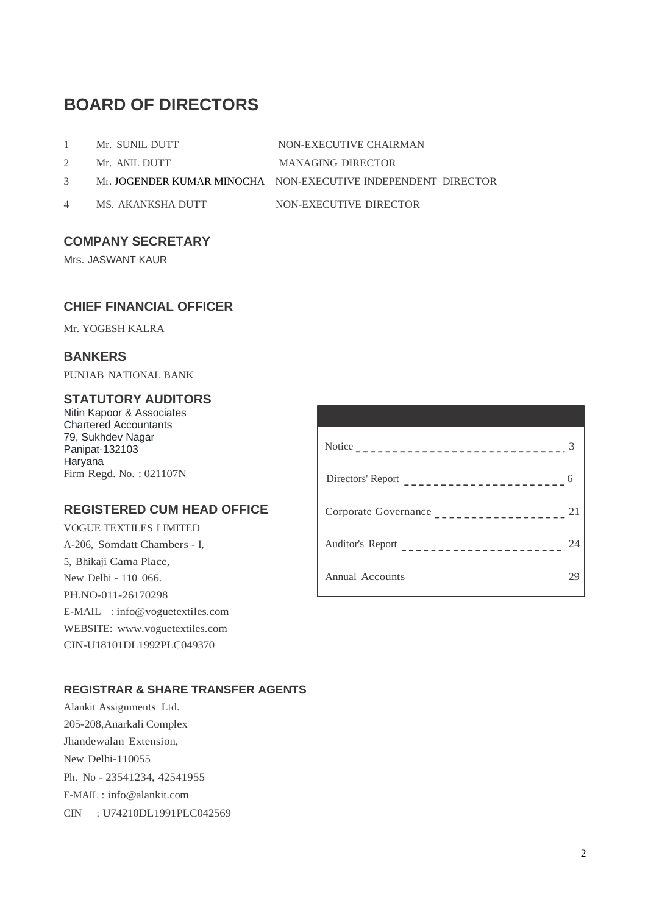# BOARD OF DIRECTORS

| | | |
|---|---|---|
| 1 | Mr. SUNIL DUTT | NON-EXECUTIVE CHAIRMAN |
| 2 | Mr. ANIL DUTT | MANAGING DIRECTOR |
| 3 | Mr. JOGENDER KUMAR MINOCHA | NON-EXECUTIVE INDEPENDENT DIRECTOR |
| 4 | MS. AKANKSHA DUTT | NON-EXECUTIVE DIRECTOR |

## COMPANY SECRETARY

Mrs. JASWANT KAUR

## CHIEF FINANCIAL OFFICER

Mr. YOGESH KALRA

## BANKERS

PUNJAB NATIONAL BANK

## STATUTORY AUDITORS

Nitin Kapoor & Associates
Chartered Accountants
79, Sukhdev Nagar
Panipat-132103
Haryana
Firm Regd. No. : 021107N

## REGISTERED CUM HEAD OFFICE

VOGUE TEXTILES LIMITED
A-206, Somdatt Chambers - I,
5, Bhikaji Cama Place,
New Delhi - 110 066.
PH.NO-011-26170298
E-MAIL : info@voguetextiles.com
WEBSITE: www.voguetextiles.com
CIN-U18101DL1992PLC049370

| | |
|---|---|
| Notice | 3 |
| Directors' Report | 6 |
| Corporate Governance | 21 |
| Auditor's Report | 24 |
| Annual Accounts | 29 |

## REGISTRAR & SHARE TRANSFER AGENTS

Alankit Assignments Ltd.
205-208,Anarkali Complex
Jhandewalan Extension,
New Delhi-110055
Ph. No - 23541234, 42541955
E-MAIL : info@alankit.com
CIN : U74210DL1991PLC042569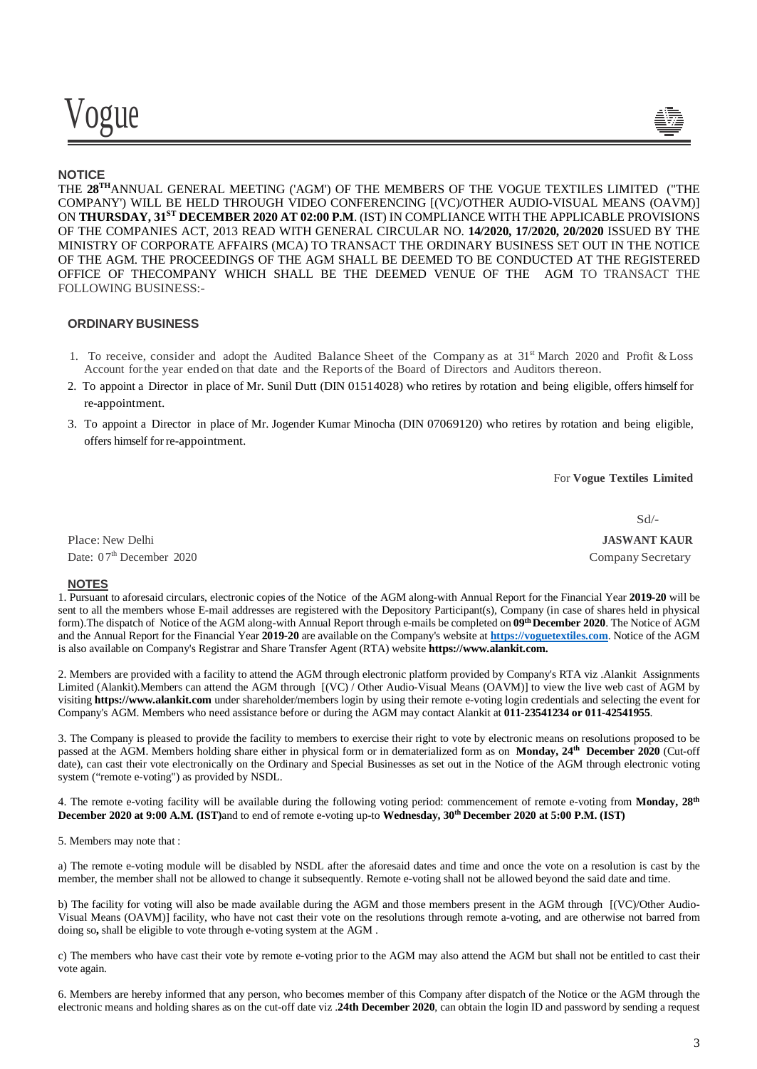## NOTICE

THE **28TH** ANNUAL GENERAL MEETING ('AGM') OF THE MEMBERS OF THE VOGUE TEXTILES LIMITED ("THE COMPANY') WILL BE HELD THROUGH VIDEO CONFERENCING [(VC)/OTHER AUDIO-VISUAL MEANS (OAVM)] ON **THURSDAY, 31ST DECEMBER 2020 AT 02:00 P.M**. (IST) IN COMPLIANCE WITH THE APPLICABLE PROVISIONS OF THE COMPANIES ACT, 2013 READ WITH GENERAL CIRCULAR NO. **14/2020, 17/2020, 20/2020** ISSUED BY THE MINISTRY OF CORPORATE AFFAIRS (MCA) TO TRANSACT THE ORDINARY BUSINESS SET OUT IN THE NOTICE OF THE AGM. THE PROCEEDINGS OF THE AGM SHALL BE DEEMED TO BE CONDUCTED AT THE REGISTERED OFFICE OF THECOMPANY WHICH SHALL BE THE DEEMED VENUE OF THE AGM TO TRANSACT THE FOLLOWING BUSINESS:-

### ORDINARY BUSINESS

1. To receive, consider and adopt the Audited Balance Sheet of the Company as at 31st March 2020 and Profit & Loss Account for the year ended on that date and the Reports of the Board of Directors and Auditors thereon.
2. To appoint a Director in place of Mr. Sunil Dutt (DIN 01514028) who retires by rotation and being eligible, offers himself for re-appointment.
3. To appoint a Director in place of Mr. Jogender Kumar Minocha (DIN 07069120) who retires by rotation and being eligible, offers himself for re-appointment.

For **Vogue Textiles Limited**

Sd/-

Place: New Delhi
Date: 07th December 2020

**JASWANT KAUR**
Company Secretary

### NOTES

1. Pursuant to aforesaid circulars, electronic copies of the Notice of the AGM along-with Annual Report for the Financial Year **2019-20** will be sent to all the members whose E-mail addresses are registered with the Depository Participant(s), Company (in case of shares held in physical form).The dispatch of Notice of the AGM along-with Annual Report through e-mails be completed on **09th December 2020**. The Notice of AGM and the Annual Report for the Financial Year **2019-20** are available on the Company's website at **https://voguetextiles.com**. Notice of the AGM is also available on Company's Registrar and Share Transfer Agent (RTA) website **https://www.alankit.com.**

2. Members are provided with a facility to attend the AGM through electronic platform provided by Company's RTA viz .Alankit Assignments Limited (Alankit).Members can attend the AGM through [(VC) / Other Audio-Visual Means (OAVM)] to view the live web cast of AGM by visiting **https://www.alankit.com** under shareholder/members login by using their remote e-voting login credentials and selecting the event for Company's AGM. Members who need assistance before or during the AGM may contact Alankit at **011-23541234 or 011-42541955**.

3. The Company is pleased to provide the facility to members to exercise their right to vote by electronic means on resolutions proposed to be passed at the AGM. Members holding share either in physical form or in dematerialized form as on **Monday, 24th December 2020** (Cut-off date), can cast their vote electronically on the Ordinary and Special Businesses as set out in the Notice of the AGM through electronic voting system ("remote e-voting") as provided by NSDL.

4. The remote e-voting facility will be available during the following voting period: commencement of remote e-voting from **Monday, 28th December 2020 at 9:00 A.M. (IST)** and to end of remote e-voting up-to **Wednesday, 30th December 2020 at 5:00 P.M. (IST)**

5. Members may note that :

a) The remote e-voting module will be disabled by NSDL after the aforesaid dates and time and once the vote on a resolution is cast by the member, the member shall not be allowed to change it subsequently. Remote e-voting shall not be allowed beyond the said date and time.

b) The facility for voting will also be made available during the AGM and those members present in the AGM through [(VC)/Other Audio-Visual Means (OAVM)] facility, who have not cast their vote on the resolutions through remote a-voting, and are otherwise not barred from doing so**,** shall be eligible to vote through e-voting system at the AGM .

c) The members who have cast their vote by remote e-voting prior to the AGM may also attend the AGM but shall not be entitled to cast their vote again.

6. Members are hereby informed that any person, who becomes member of this Company after dispatch of the Notice or the AGM through the electronic means and holding shares as on the cut-off date viz .**24th December 2020**, can obtain the login ID and password by sending a request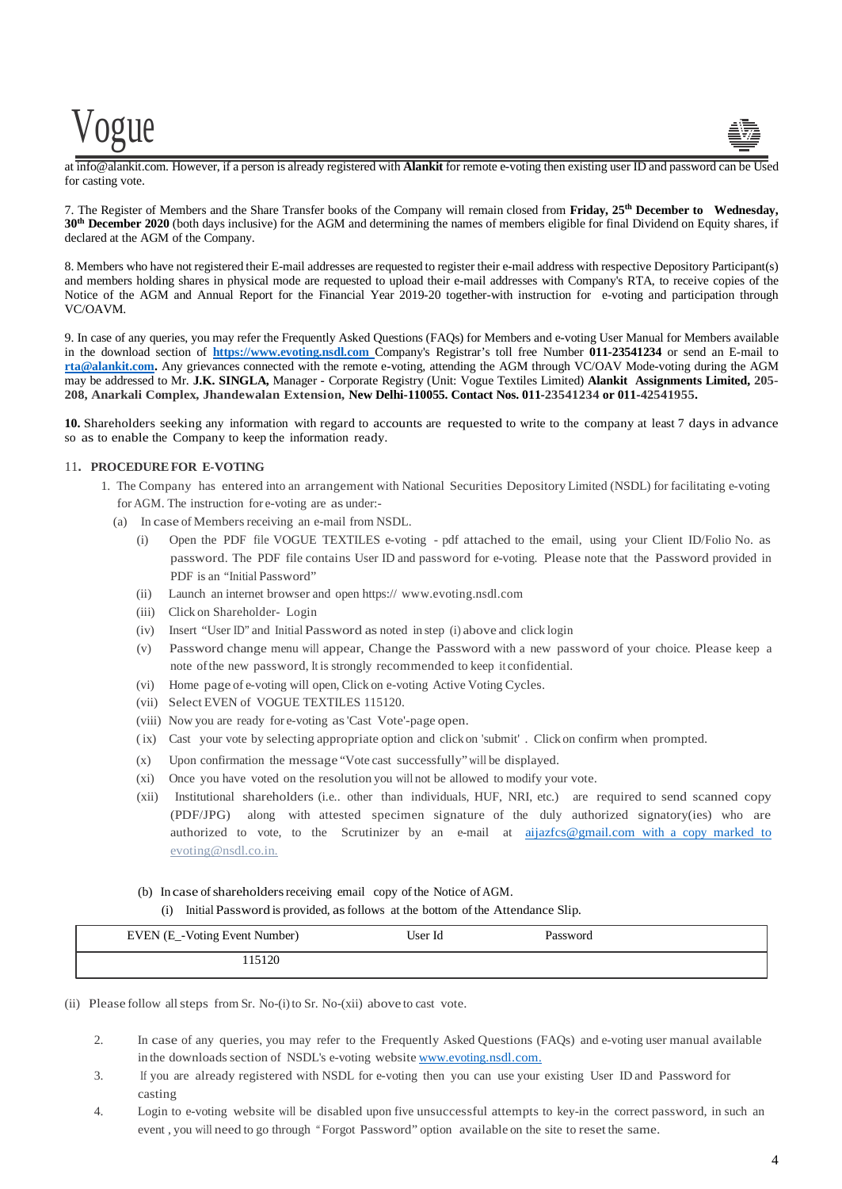at info@alankit.com. However, if a person is already registered with **Alankit** for remote e-voting then existing user ID and password can be Used for casting vote.

7. The Register of Members and the Share Transfer books of the Company will remain closed from **Friday, 25th December to Wednesday, 30th December 2020** (both days inclusive) for the AGM and determining the names of members eligible for final Dividend on Equity shares, if declared at the AGM of the Company.

8. Members who have not registered their E-mail addresses are requested to register their e-mail address with respective Depository Participant(s) and members holding shares in physical mode are requested to upload their e-mail addresses with Company's RTA, to receive copies of the Notice of the AGM and Annual Report for the Financial Year 2019-20 together-with instruction for e-voting and participation through VC/OAVM.

9. In case of any queries, you may refer the Frequently Asked Questions (FAQs) for Members and e-voting User Manual for Members available in the download section of **https://www.evoting.nsdl.com** Company's Registrar's toll free Number **011-23541234** or send an E-mail to **rta@alankit.com.** Any grievances connected with the remote e-voting, attending the AGM through VC/OAV Mode-voting during the AGM may be addressed to Mr. **J.K. SINGLA,** Manager - Corporate Registry (Unit: Vogue Textiles Limited) **Alankit Assignments Limited, 205-208, Anarkali Complex, Jhandewalan Extension, New Delhi-110055. Contact Nos. 011-23541234 or 011-42541955.**

**10.** Shareholders seeking any information with regard to accounts are requested to write to the company at least 7 days in advance so as to enable the Company to keep the information ready.

11**. PROCEDURE FOR E-VOTING**

1. The Company has entered into an arrangement with National Securities Depository Limited (NSDL) for facilitating e-voting for AGM. The instruction for e-voting are as under:-
   - (a) In case of Members receiving an e-mail from NSDL.
     - (i) Open the PDF file VOGUE TEXTILES e-voting - pdf attached to the email, using your Client ID/Folio No. as password. The PDF file contains User ID and password for e-voting. Please note that the Password provided in PDF is an "Initial Password"
     - (ii) Launch an internet browser and open https:// www.evoting.nsdl.com
     - (iii) Click on Shareholder- Login
     - (iv) Insert "User ID" and Initial Password as noted in step (i) above and click login
     - (v) Password change menu will appear, Change the Password with a new password of your choice. Please keep a note of the new password, It is strongly recommended to keep it confidential.
     - (vi) Home page of e-voting will open, Click on e-voting Active Voting Cycles.
     - (vii) Select EVEN of VOGUE TEXTILES 115120.
     - (viii) Now you are ready for e-voting as 'Cast Vote'-page open.
     - (ix) Cast your vote by selecting appropriate option and click on 'submit' . Click on confirm when prompted.
     - (x) Upon confirmation the message "Vote cast successfully" will be displayed.
     - (xi) Once you have voted on the resolution you will not be allowed to modify your vote.
     - (xii) Institutional shareholders (i.e.. other than individuals, HUF, NRI, etc.) are required to send scanned copy (PDF/JPG) along with attested specimen signature of the duly authorized signatory(ies) who are authorized to vote, to the Scrutinizer by an e-mail at aijazfcs@gmail.com with a copy marked to evoting@nsdl.co.in.
   - (b) In case of shareholders receiving email copy of the Notice of AGM.
     - (i) Initial Password is provided, as follows at the bottom of the Attendance Slip.

| EVEN (E_-Voting Event Number) | User Id | Password |
|---|---|---|
| 115120 | | |

(ii) Please follow all steps from Sr. No-(i) to Sr. No-(xii) above to cast vote.

2. In case of any queries, you may refer to the Frequently Asked Questions (FAQs) and e-voting user manual available in the downloads section of NSDL's e-voting website www.evoting.nsdl.com.
3. If you are already registered with NSDL for e-voting then you can use your existing User ID and Password for casting
4. Login to e-voting website will be disabled upon five unsuccessful attempts to key-in the correct password, in such an event , you will need to go through "Forgot Password" option available on the site to reset the same.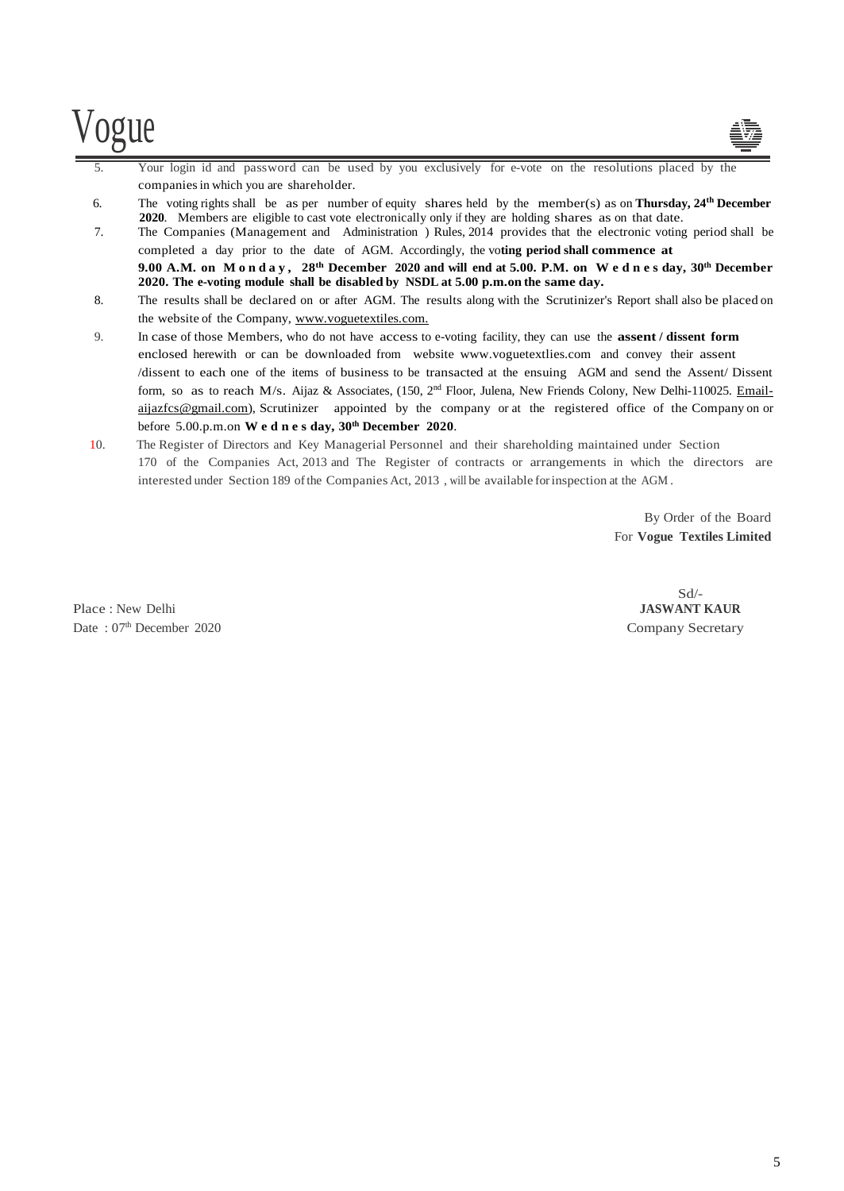5. Your login id and password can be used by you exclusively for e-vote on the resolutions placed by the companies in which you are shareholder.

6. The voting rights shall be as per number of equity shares held by the member(s) as on **Thursday, 24th December 2020**. Members are eligible to cast vote electronically only if they are holding shares as on that date.

7. The Companies (Management and Administration ) Rules, 2014 provides that the electronic voting period shall be completed a day prior to the date of AGM. Accordingly, the vo**ting period shall commence at 9.00 A.M. on Monday, 28th December 2020 and will end at 5.00. P.M. on Wednes day, 30th December 2020. The e-voting module shall be disabled by NSDL at 5.00 p.m.on the same day.**

8. The results shall be declared on or after AGM. The results along with the Scrutinizer's Report shall also be placed on the website of the Company, www.voguetextiles.com.

9. In case of those Members, who do not have access to e-voting facility, they can use the **assent / dissent form** enclosed herewith or can be downloaded from website www.voguetextlies.com and convey their assent /dissent to each one of the items of business to be transacted at the ensuing AGM and send the Assent/ Dissent form, so as to reach M/s. Aijaz & Associates, (150, 2nd Floor, Julena, New Friends Colony, New Delhi-110025. Email-aijazfcs@gmail.com), Scrutinizer appointed by the company or at the registered office of the Company on or before 5.00.p.m.on **Wednes day, 30th December 2020**.

10. The Register of Directors and Key Managerial Personnel and their shareholding maintained under Section 170 of the Companies Act, 2013 and The Register of contracts or arrangements in which the directors are interested under Section 189 of the Companies Act, 2013 , will be available for inspection at the AGM .

By Order of the Board
For **Vogue Textiles Limited**

Sd/-
**JASWANT KAUR**
Company Secretary

Place : New Delhi
Date : 07th December 2020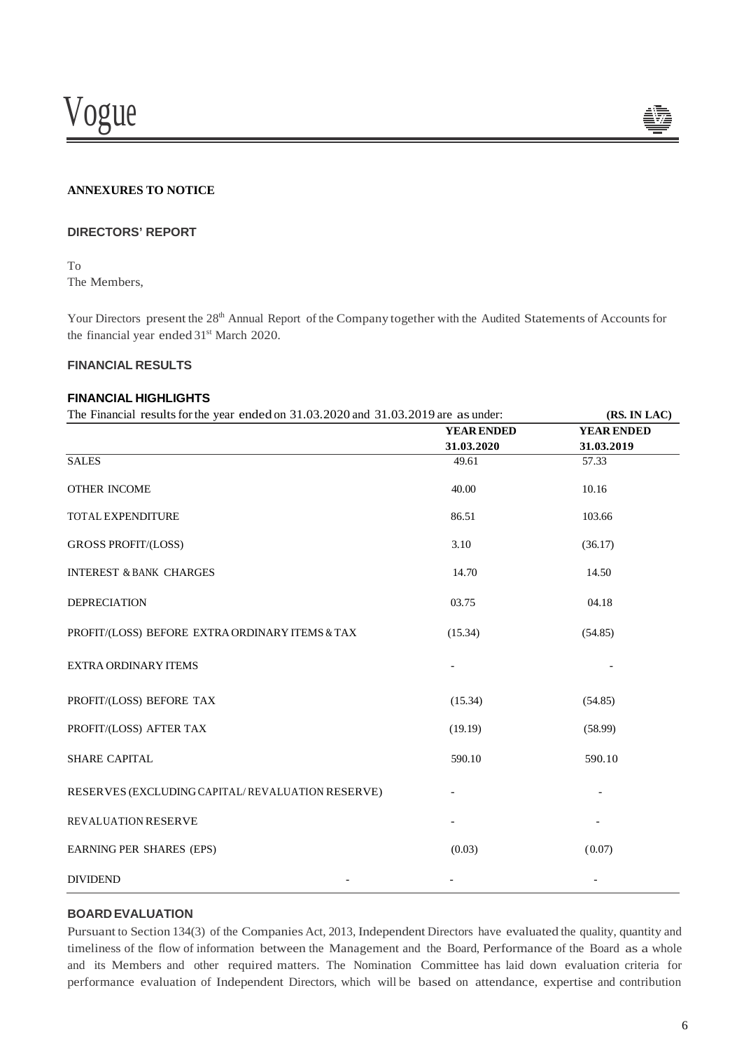**ANNEXURES TO NOTICE**

**DIRECTORS' REPORT**

To
The Members,

Your Directors present the 28th Annual Report of the Company together with the Audited Statements of Accounts for the financial year ended 31st March 2020.

**FINANCIAL RESULTS**

**FINANCIAL HIGHLIGHTS**

The Financial results for the year ended on 31.03.2020 and 31.03.2019 are as under: **(RS. IN LAC)**

| | **YEAR ENDED 31.03.2020** | **YEAR ENDED 31.03.2019** |
|---|---|---|
| SALES | 49.61 | 57.33 |
| OTHER INCOME | 40.00 | 10.16 |
| TOTAL EXPENDITURE | 86.51 | 103.66 |
| GROSS PROFIT/(LOSS) | 3.10 | (36.17) |
| INTEREST & BANK CHARGES | 14.70 | 14.50 |
| DEPRECIATION | 03.75 | 04.18 |
| PROFIT/(LOSS) BEFORE EXTRA ORDINARY ITEMS & TAX | (15.34) | (54.85) |
| EXTRA ORDINARY ITEMS | - | - |
| PROFIT/(LOSS) BEFORE TAX | (15.34) | (54.85) |
| PROFIT/(LOSS) AFTER TAX | (19.19) | (58.99) |
| SHARE CAPITAL | 590.10 | 590.10 |
| RESERVES (EXCLUDING CAPITAL/ REVALUATION RESERVE) | - | - |
| REVALUATION RESERVE | - | - |
| EARNING PER SHARES (EPS) | (0.03) | (0.07) |
| DIVIDEND - | - | - |

**BOARD EVALUATION**

Pursuant to Section 134(3) of the Companies Act, 2013, Independent Directors have evaluated the quality, quantity and timeliness of the flow of information between the Management and the Board, Performance of the Board as a whole and its Members and other required matters. The Nomination Committee has laid down evaluation criteria for performance evaluation of Independent Directors, which will be based on attendance, expertise and contribution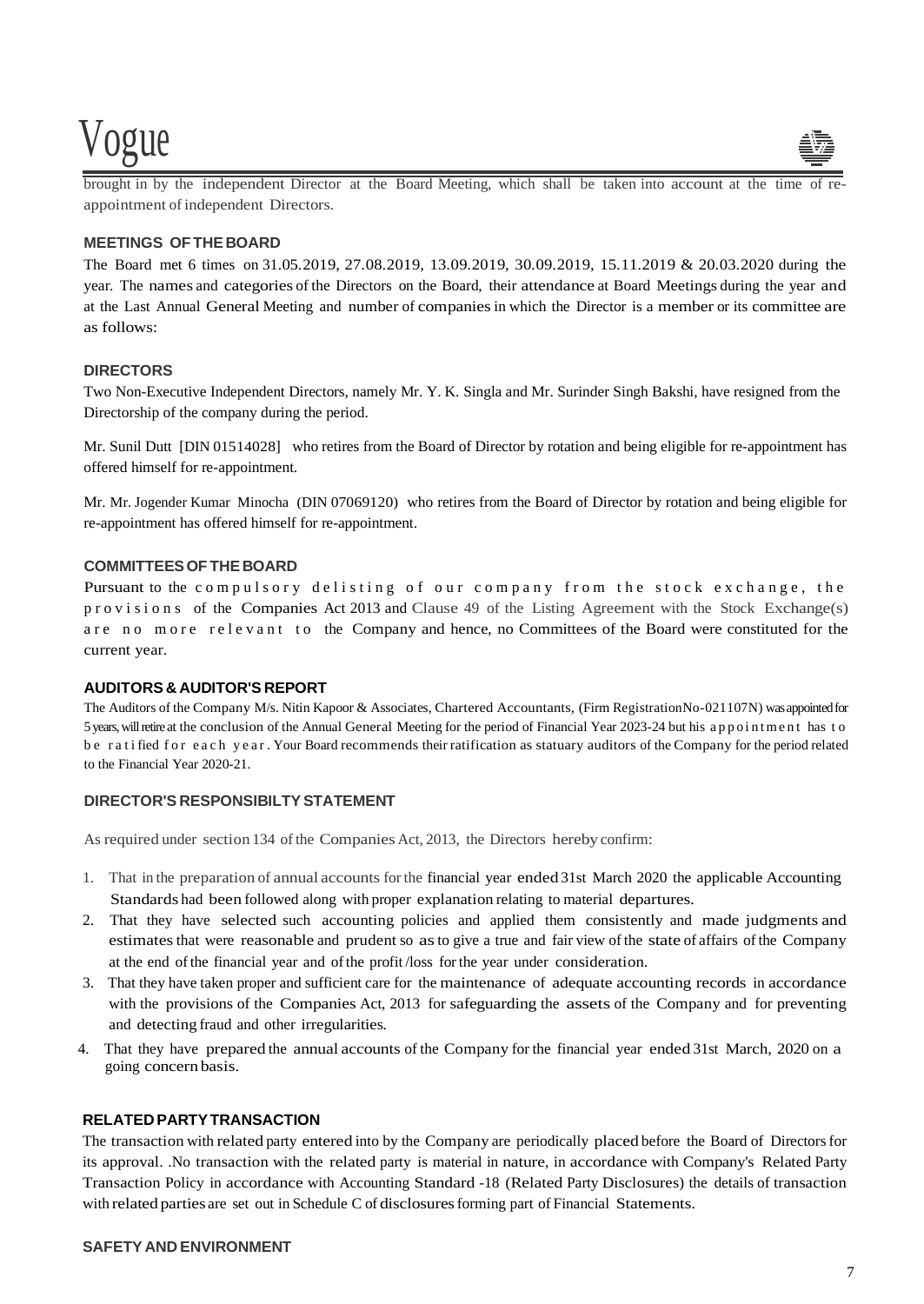brought in by the independent Director at the Board Meeting, which shall be taken into account at the time of re-appointment of independent Directors.

## MEETINGS OF THE BOARD

The Board met 6 times on 31.05.2019, 27.08.2019, 13.09.2019, 30.09.2019, 15.11.2019 & 20.03.2020 during the year. The names and categories of the Directors on the Board, their attendance at Board Meetings during the year and at the Last Annual General Meeting and number of companies in which the Director is a member or its committee are as follows:

## DIRECTORS

Two Non-Executive Independent Directors, namely Mr. Y. K. Singla and Mr. Surinder Singh Bakshi, have resigned from the Directorship of the company during the period.

Mr. Sunil Dutt [DIN 01514028] who retires from the Board of Director by rotation and being eligible for re-appointment has offered himself for re-appointment.

Mr. Mr. Jogender Kumar Minocha (DIN 07069120) who retires from the Board of Director by rotation and being eligible for re-appointment has offered himself for re-appointment.

## COMMITTEES OF THE BOARD

Pursuant to the compulsory delisting of our company from the stock exchange, the provisions of the Companies Act 2013 and Clause 49 of the Listing Agreement with the Stock Exchange(s) are no more relevant to the Company and hence, no Committees of the Board were constituted for the current year.

## AUDITORS & AUDITOR'S REPORT

The Auditors of the Company M/s. Nitin Kapoor & Associates, Chartered Accountants, (Firm RegistrationNo-021107N) was appointed for 5 years, will retire at the conclusion of the Annual General Meeting for the period of Financial Year 2023-24 but his appointment has to be ratified for each year. Your Board recommends their ratification as statuary auditors of the Company for the period related to the Financial Year 2020-21.

## DIRECTOR'S RESPONSIBILTY STATEMENT

As required under section 134 of the Companies Act, 2013, the Directors hereby confirm:

1. That in the preparation of annual accounts for the financial year ended 31st March 2020 the applicable Accounting Standards had been followed along with proper explanation relating to material departures.
2. That they have selected such accounting policies and applied them consistently and made judgments and estimates that were reasonable and prudent so as to give a true and fair view of the state of affairs of the Company at the end of the financial year and of the profit /loss for the year under consideration.
3. That they have taken proper and sufficient care for the maintenance of adequate accounting records in accordance with the provisions of the Companies Act, 2013 for safeguarding the assets of the Company and for preventing and detecting fraud and other irregularities.
4. That they have prepared the annual accounts of the Company for the financial year ended 31st March, 2020 on a going concern basis.

## RELATED PARTY TRANSACTION

The transaction with related party entered into by the Company are periodically placed before the Board of Directors for its approval. .No transaction with the related party is material in nature, in accordance with Company's Related Party Transaction Policy in accordance with Accounting Standard -18 (Related Party Disclosures) the details of transaction with related parties are set out in Schedule C of disclosures forming part of Financial Statements.

## SAFETY AND ENVIRONMENT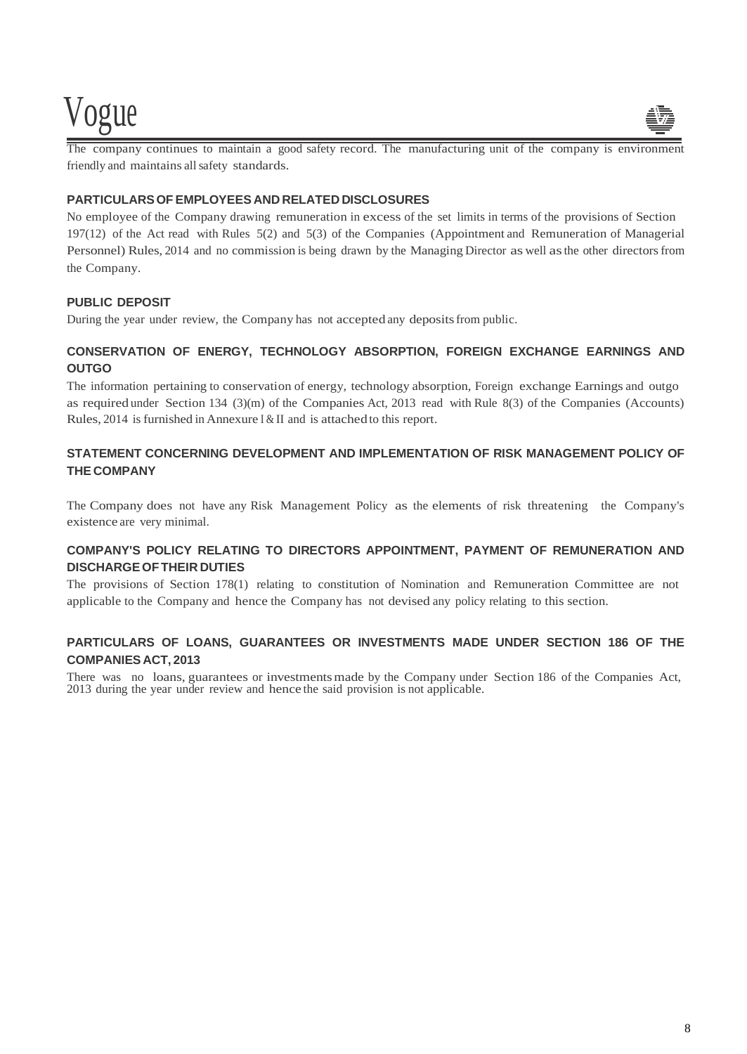The company continues to maintain a good safety record. The manufacturing unit of the company is environment friendly and maintains all safety standards.

**PARTICULARS OF EMPLOYEES AND RELATED DISCLOSURES**

No employee of the Company drawing remuneration in excess of the set limits in terms of the provisions of Section 197(12) of the Act read with Rules 5(2) and 5(3) of the Companies (Appointment and Remuneration of Managerial Personnel) Rules, 2014 and no commission is being drawn by the Managing Director as well as the other directors from the Company.

**PUBLIC DEPOSIT**

During the year under review, the Company has not accepted any deposits from public.

**CONSERVATION OF ENERGY, TECHNOLOGY ABSORPTION, FOREIGN EXCHANGE EARNINGS AND OUTGO**

The information pertaining to conservation of energy, technology absorption, Foreign exchange Earnings and outgo as required under Section 134 (3)(m) of the Companies Act, 2013 read with Rule 8(3) of the Companies (Accounts) Rules, 2014 is furnished in Annexure I & II and is attached to this report.

**STATEMENT CONCERNING DEVELOPMENT AND IMPLEMENTATION OF RISK MANAGEMENT POLICY OF THE COMPANY**

The Company does not have any Risk Management Policy as the elements of risk threatening the Company's existence are very minimal.

**COMPANY'S POLICY RELATING TO DIRECTORS APPOINTMENT, PAYMENT OF REMUNERATION AND DISCHARGE OF THEIR DUTIES**

The provisions of Section 178(1) relating to constitution of Nomination and Remuneration Committee are not applicable to the Company and hence the Company has not devised any policy relating to this section.

**PARTICULARS OF LOANS, GUARANTEES OR INVESTMENTS MADE UNDER SECTION 186 OF THE COMPANIES ACT, 2013**

There was no loans, guarantees or investments made by the Company under Section 186 of the Companies Act, 2013 during the year under review and hence the said provision is not applicable.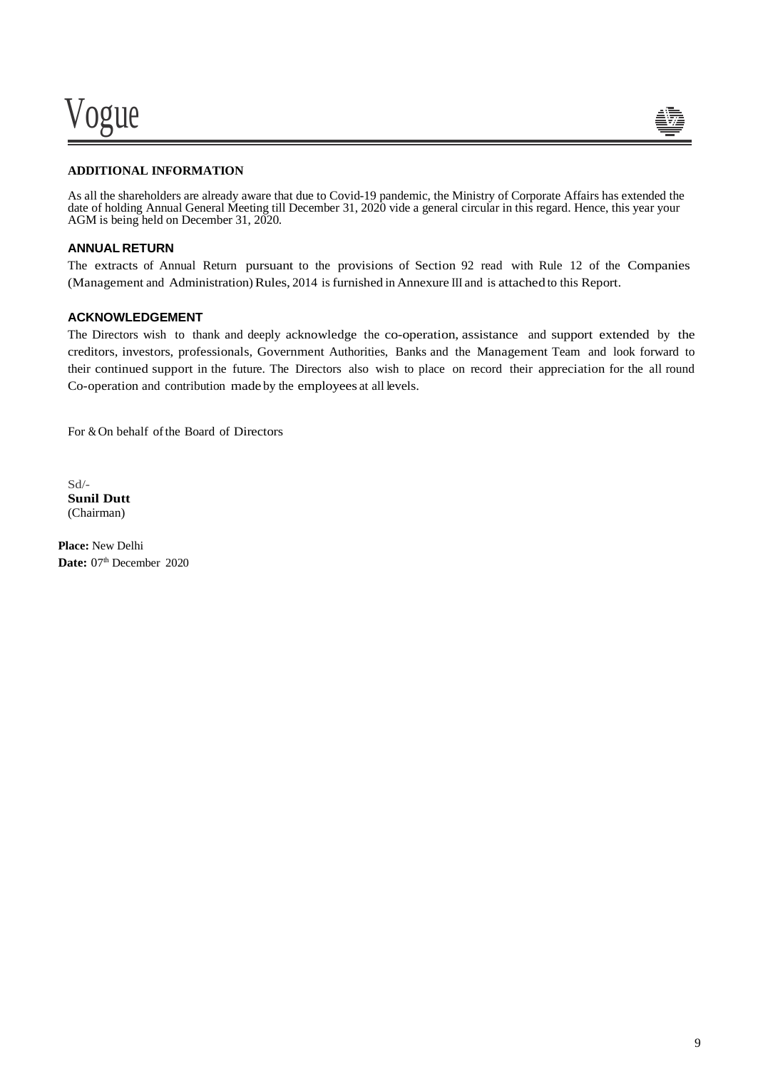## ADDITIONAL INFORMATION

As all the shareholders are already aware that due to Covid-19 pandemic, the Ministry of Corporate Affairs has extended the date of holding Annual General Meeting till December 31, 2020 vide a general circular in this regard. Hence, this year your AGM is being held on December 31, 2020.

## ANNUAL RETURN

The extracts of Annual Return pursuant to the provisions of Section 92 read with Rule 12 of the Companies (Management and Administration) Rules, 2014 is furnished in Annexure III and is attached to this Report.

## ACKNOWLEDGEMENT

The Directors wish to thank and deeply acknowledge the co-operation, assistance and support extended by the creditors, investors, professionals, Government Authorities, Banks and the Management Team and look forward to their continued support in the future. The Directors also wish to place on record their appreciation for the all round Co-operation and contribution made by the employees at all levels.

For & On behalf of the Board of Directors

Sd/-
**Sunil Dutt**
(Chairman)

**Place:** New Delhi
**Date:** 07th December 2020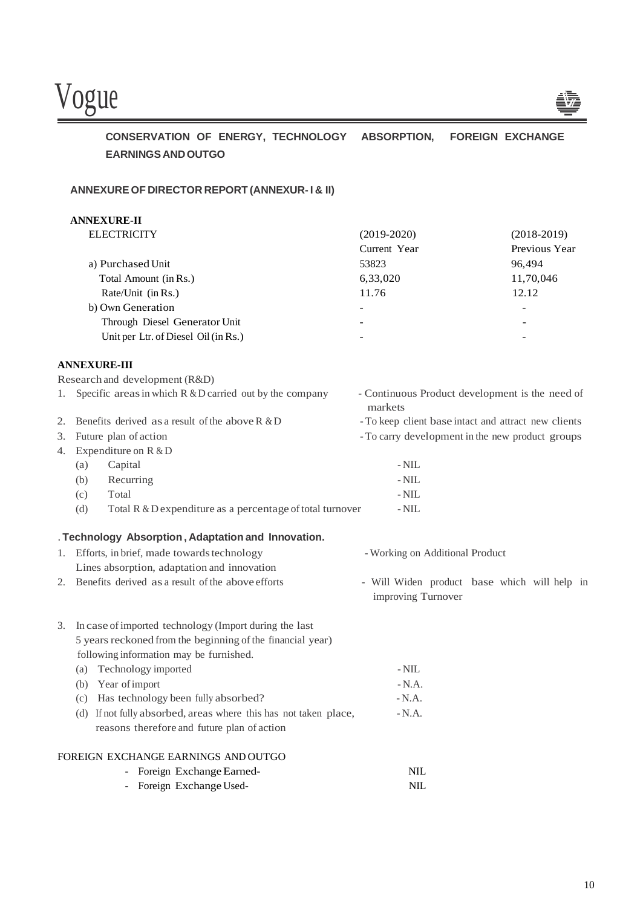**CONSERVATION OF ENERGY, TECHNOLOGY ABSORPTION, FOREIGN EXCHANGE EARNINGS AND OUTGO**

**ANNEXURE OF DIRECTOR REPORT (ANNEXUR- I & II)**

**ANNEXURE-II**

| ELECTRICITY | (2019-2020) Current Year | (2018-2019) Previous Year |
|---|---|---|
| a) Purchased Unit | 53823 | 96,494 |
| Total Amount (in Rs.) | 6,33,020 | 11,70,046 |
| Rate/Unit (in Rs.) | 11.76 | 12.12 |
| b) Own Generation | - | - |
| Through Diesel Generator Unit | - | - |
| Unit per Ltr. of Diesel Oil (in Rs.) | - | - |

**ANNEXURE-III**

Research and development (R&D)

1. Specific areas in which R & D carried out by the company - Continuous Product development is the need of markets
2. Benefits derived as a result of the above R & D - To keep client base intact and attract new clients
3. Future plan of action - To carry development in the new product groups
4. Expenditure on R & D
   - (a) Capital - NIL
   - (b) Recurring - NIL
   - (c) Total - NIL
   - (d) Total R & D expenditure as a percentage of total turnover - NIL

**. Technology Absorption , Adaptation and Innovation.**

1. Efforts, in brief, made towards technology Lines absorption, adaptation and innovation - Working on Additional Product
2. Benefits derived as a result of the above efforts - Will Widen product base which will help in improving Turnover
3. In case of imported technology (Import during the last 5 years reckoned from the beginning of the financial year) following information may be furnished.
   - (a) Technology imported - NIL
   - (b) Year of import - N.A.
   - (c) Has technology been fully absorbed? - N.A.
   - (d) If not fully absorbed, areas where this has not taken place, reasons therefore and future plan of action - N.A.

FOREIGN EXCHANGE EARNINGS AND OUTGO

- Foreign Exchange Earned- NIL
- Foreign Exchange Used- NIL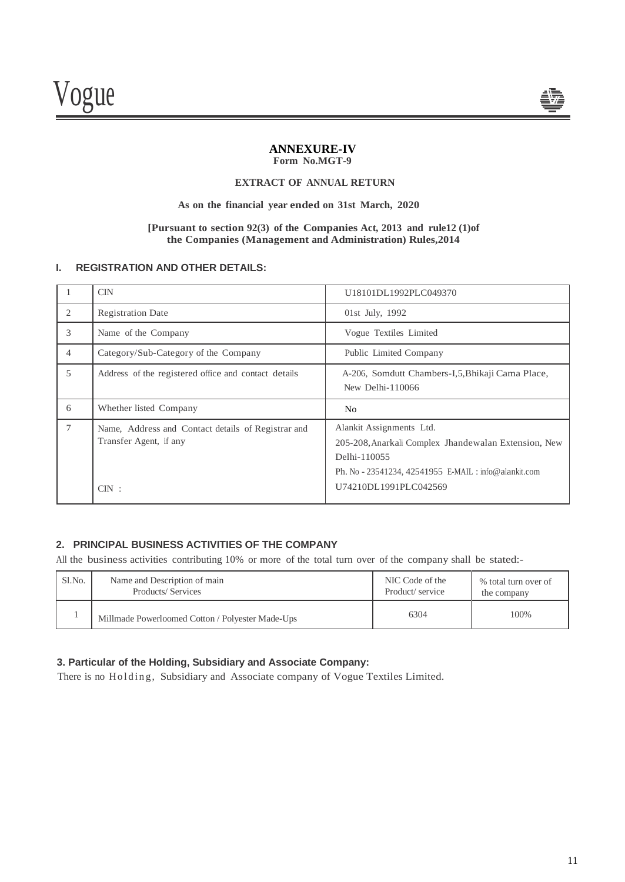# ANNEXURE-IV

**Form No.MGT-9**

**EXTRACT OF ANNUAL RETURN**

**As on the financial year ended on 31st March, 2020**

**[Pursuant to section 92(3) of the Companies Act, 2013 and rule12 (1)of the Companies (Management and Administration) Rules,2014**

## I. REGISTRATION AND OTHER DETAILS:

| | | |
|---|---|---|
| 1 | CIN | U18101DL1992PLC049370 |
| 2 | Registration Date | 01st July, 1992 |
| 3 | Name of the Company | Vogue Textiles Limited |
| 4 | Category/Sub-Category of the Company | Public Limited Company |
| 5 | Address of the registered office and contact details | A-206, Somdutt Chambers-I,5,Bhikaji Cama Place, New Delhi-110066 |
| 6 | Whether listed Company | No |
| 7 | Name, Address and Contact details of Registrar and Transfer Agent, if any<br><br>CIN : | Alankit Assignments Ltd.<br>205-208,Anarkali Complex Jhandewalan Extension, New Delhi-110055<br>Ph. No - 23541234, 42541955 E-MAIL : info@alankit.com<br>U74210DL1991PLC042569 |

## 2. PRINCIPAL BUSINESS ACTIVITIES OF THE COMPANY

All the business activities contributing 10% or more of the total turn over of the company shall be stated:-

| Sl.No. | Name and Description of main Products/ Services | NIC Code of the Product/ service | % total turn over of the company |
|---|---|---|---|
| 1 | Millmade Powerloomed Cotton / Polyester Made-Ups | 6304 | 100% |

## 3. Particular of the Holding, Subsidiary and Associate Company:

There is no Holding, Subsidiary and Associate company of Vogue Textiles Limited.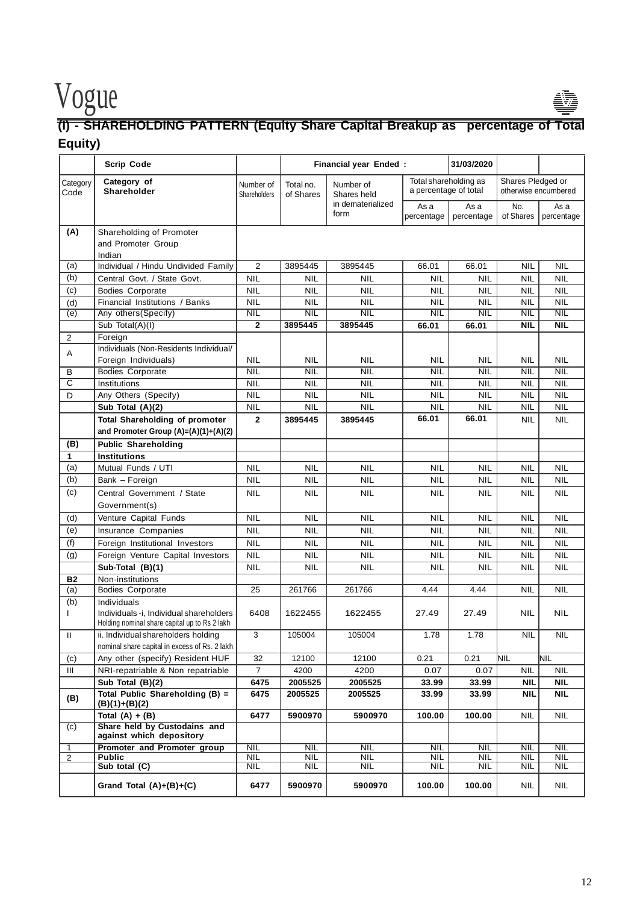## (I) - SHAREHOLDING PATTERN (Equity Share Capital Breakup as percentage of Total Equity)

| | Scrip Code | | Financial year Ended : | | | 31/03/2020 | | |
|---|---|---|---|---|---|---|---|---|
| Category Code | Category of Shareholder | Number of Shareholders | Total no. of Shares | Number of Shares held in dematerialized form | Total shareholding as a percentage of total | | Shares Pledged or otherwise encumbered | |
| | | | | | As a percentage | As a percentage | No. of Shares | As a percentage |
| **(A)** | Shareholding of Promoter and Promoter Group Indian | | | | | | | |
| (a) | Individual / Hindu Undivided Family | 2 | 3895445 | 3895445 | 66.01 | 66.01 | NIL | NIL |
| (b) | Central Govt. / State Govt. | NIL | NIL | NIL | NIL | NIL | NIL | NIL |
| (c) | Bodies Corporate | NIL | NIL | NIL | NIL | NIL | NIL | NIL |
| (d) | Financial Institutions / Banks | NIL | NIL | NIL | NIL | NIL | NIL | NIL |
| (e) | Any others(Specify) | NIL | NIL | NIL | NIL | NIL | NIL | NIL |
| | Sub Total(A)(I) | **2** | **3895445** | **3895445** | **66.01** | **66.01** | **NIL** | **NIL** |
| 2 | Foreign | | | | | | | |
| A | Individuals (Non-Residents Individual/ Foreign Individuals) | NIL | NIL | NIL | NIL | NIL | NIL | NIL |
| B | Bodies Corporate | NIL | NIL | NIL | NIL | NIL | NIL | NIL |
| C | Institutions | NIL | NIL | NIL | NIL | NIL | NIL | NIL |
| D | Any Others (Specify) | NIL | NIL | NIL | NIL | NIL | NIL | NIL |
| | **Sub Total (A)(2)** | NIL | NIL | NIL | NIL | NIL | NIL | NIL |
| | **Total Shareholding of promoter and Promoter Group (A)=(A)(1)+(A)(2)** | **2** | **3895445** | **3895445** | **66.01** | **66.01** | NIL | NIL |
| **(B)** | **Public Shareholding** | | | | | | | |
| **1** | **Institutions** | | | | | | | |
| (a) | Mutual Funds / UTI | NIL | NIL | NIL | NIL | NIL | NIL | NIL |
| (b) | Bank – Foreign | NIL | NIL | NIL | NIL | NIL | NIL | NIL |
| (c) | Central Government / State Government(s) | NIL | NIL | NIL | NIL | NIL | NIL | NIL |
| (d) | Venture Capital Funds | NIL | NIL | NIL | NIL | NIL | NIL | NIL |
| (e) | Insurance Companies | NIL | NIL | NIL | NIL | NIL | NIL | NIL |
| (f) | Foreign Institutional Investors | NIL | NIL | NIL | NIL | NIL | NIL | NIL |
| (g) | Foreign Venture Capital Investors | NIL | NIL | NIL | NIL | NIL | NIL | NIL |
| | **Sub-Total (B)(1)** | NIL | NIL | NIL | NIL | NIL | NIL | NIL |
| **B2** | Non-institutions | | | | | | | |
| (a) | Bodies Corporate | 25 | 261766 | 261766 | 4.44 | 4.44 | NIL | NIL |
| (b) I | Individuals Individuals -i, Individual shareholders Holding nominal share capital up to Rs 2 lakh | 6408 | 1622455 | 1622455 | 27.49 | 27.49 | NIL | NIL |
| II | ii. Individual shareholders holding nominal share capital in excess of Rs. 2 lakh | 3 | 105004 | 105004 | 1.78 | 1.78 | NIL | NIL |
| (c) | Any other (specify) Resident HUF | 32 | 12100 | 12100 | 0.21 | 0.21 | NIL | NIL |
| III | NRI-repatriable & Non repatriable | 7 | 4200 | 4200 | 0.07 | 0.07 | NIL | NIL |
| | **Sub Total (B)(2)** | **6475** | **2005525** | **2005525** | **33.99** | **33.99** | **NIL** | **NIL** |
| **(B)** | **Total Public Shareholding (B) = (B)(1)+(B)(2)** | **6475** | **2005525** | **2005525** | **33.99** | **33.99** | **NIL** | **NIL** |
| | **Total (A) + (B)** | **6477** | **5900970** | **5900970** | **100.00** | **100.00** | NIL | NIL |
| (c) | **Share held by Custodains and against which depository** | | | | | | | |
| 1 | **Promoter and Promoter group** | NIL | NIL | NIL | NIL | NIL | NIL | NIL |
| 2 | **Public** | NIL | NIL | NIL | NIL | NIL | NIL | NIL |
| | **Sub total (C)** | NIL | NIL | NIL | NIL | NIL | NIL | NIL |
| | **Grand Total (A)+(B)+(C)** | **6477** | **5900970** | **5900970** | **100.00** | **100.00** | NIL | NIL |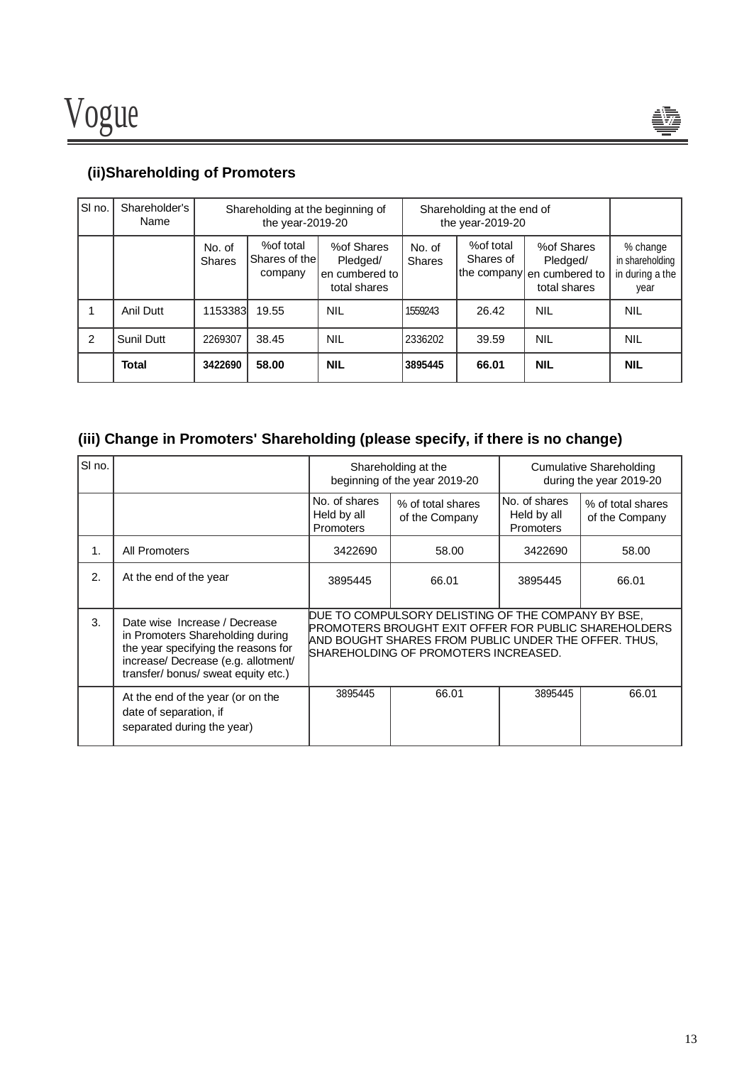### (ii)Shareholding of Promoters

| Sl no. | Shareholder's Name | Shareholding at the beginning of the year-2019-20 | | | Shareholding at the end of the year-2019-20 | | | |
|---|---|---|---|---|---|---|---|---|
| | | No. of Shares | %of total Shares of the company | %of Shares Pledged/ en cumbered to total shares | No. of Shares | %of total Shares of the company | %of Shares Pledged/ en cumbered to total shares | % change in shareholding in during a the year |
| 1 | Anil Dutt | 1153383 | 19.55 | NIL | 1559243 | 26.42 | NIL | NIL |
| 2 | Sunil Dutt | 2269307 | 38.45 | NIL | 2336202 | 39.59 | NIL | NIL |
| | **Total** | **3422690** | **58.00** | **NIL** | **3895445** | **66.01** | **NIL** | **NIL** |

### (iii) Change in Promoters' Shareholding (please specify, if there is no change)

| Sl no. | | Shareholding at the beginning of the year 2019-20 | | Cumulative Shareholding during the year 2019-20 | |
|---|---|---|---|---|---|
| | | No. of shares Held by all Promoters | % of total shares of the Company | No. of shares Held by all Promoters | % of total shares of the Company |
| 1. | All Promoters | 3422690 | 58.00 | 3422690 | 58.00 |
| 2. | At the end of the year | 3895445 | 66.01 | 3895445 | 66.01 |
| 3. | Date wise Increase / Decrease in Promoters Shareholding during the year specifying the reasons for increase/ Decrease (e.g. allotment/ transfer/ bonus/ sweat equity etc.) | DUE TO COMPULSORY DELISTING OF THE COMPANY BY BSE, PROMOTERS BROUGHT EXIT OFFER FOR PUBLIC SHAREHOLDERS AND BOUGHT SHARES FROM PUBLIC UNDER THE OFFER. THUS, SHAREHOLDING OF PROMOTERS INCREASED. | | | |
| | At the end of the year (or on the date of separation, if separated during the year) | 3895445 | 66.01 | 3895445 | 66.01 |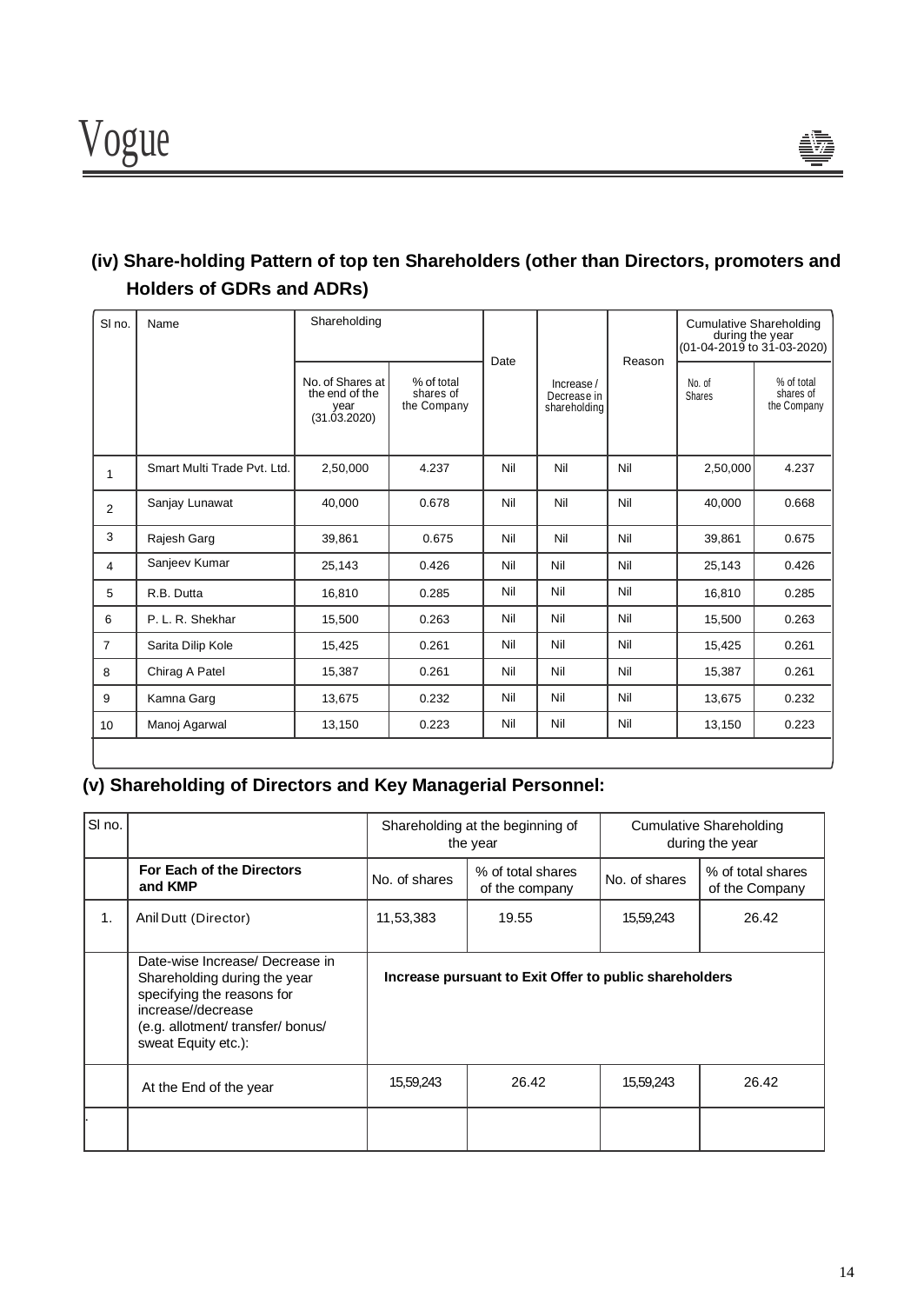## (iv) Share-holding Pattern of top ten Shareholders (other than Directors, promoters and Holders of GDRs and ADRs)

| Sl no. | Name | Shareholding | | Date | Increase / Decrease in shareholding | Reason | Cumulative Shareholding during the year (01-04-2019 to 31-03-2020) | |
|---|---|---|---|---|---|---|---|---|
| | | No. of Shares at the end of the year (31.03.2020) | % of total shares of the Company | | | | No. of Shares | % of total shares of the Company |
| 1 | Smart Multi Trade Pvt. Ltd. | 2,50,000 | 4.237 | Nil | Nil | Nil | 2,50,000 | 4.237 |
| 2 | Sanjay Lunawat | 40,000 | 0.678 | Nil | Nil | Nil | 40,000 | 0.668 |
| 3 | Rajesh Garg | 39,861 | 0.675 | Nil | Nil | Nil | 39,861 | 0.675 |
| 4 | Sanjeev Kumar | 25,143 | 0.426 | Nil | Nil | Nil | 25,143 | 0.426 |
| 5 | R.B. Dutta | 16,810 | 0.285 | Nil | Nil | Nil | 16,810 | 0.285 |
| 6 | P. L. R. Shekhar | 15,500 | 0.263 | Nil | Nil | Nil | 15,500 | 0.263 |
| 7 | Sarita Dilip Kole | 15,425 | 0.261 | Nil | Nil | Nil | 15,425 | 0.261 |
| 8 | Chirag A Patel | 15,387 | 0.261 | Nil | Nil | Nil | 15,387 | 0.261 |
| 9 | Kamna Garg | 13,675 | 0.232 | Nil | Nil | Nil | 13,675 | 0.232 |
| 10 | Manoj Agarwal | 13,150 | 0.223 | Nil | Nil | Nil | 13,150 | 0.223 |

## (v) Shareholding of Directors and Key Managerial Personnel:

| Sl no. | | Shareholding at the beginning of the year | | Cumulative Shareholding during the year | |
|---|---|---|---|---|---|
| | **For Each of the Directors and KMP** | No. of shares | % of total shares of the company | No. of shares | % of total shares of the Company |
| 1. | Anil Dutt (Director) | 11,53,383 | 19.55 | 15,59,243 | 26.42 |
| | Date-wise Increase/ Decrease in Shareholding during the year specifying the reasons for increase//decrease (e.g. allotment/ transfer/ bonus/ sweat Equity etc.): | **Increase pursuant to Exit Offer to public shareholders** | | | |
| | At the End of the year | 15,59,243 | 26.42 | 15,59,243 | 26.42 |
| | | | | | |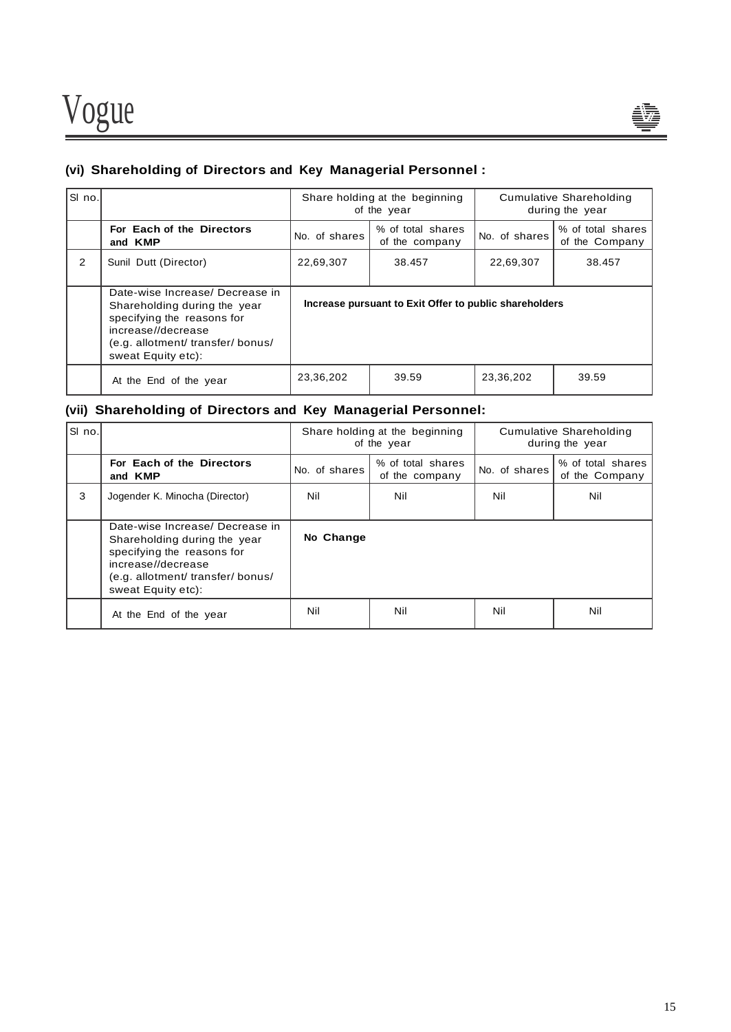### (vi) Shareholding of Directors and Key Managerial Personnel :

| Sl no. | For Each of the Directors and KMP | Share holding at the beginning of the year | | Cumulative Shareholding during the year | |
|---|---|---|---|---|---|
| | | No. of shares | % of total shares of the company | No. of shares | % of total shares of the Company |
| 2 | Sunil Dutt (Director) | 22,69,307 | 38.457 | 22,69,307 | 38.457 |
| | Date-wise Increase/ Decrease in Shareholding during the year specifying the reasons for increase//decrease (e.g. allotment/ transfer/ bonus/ sweat Equity etc): | **Increase pursuant to Exit Offer to public shareholders** | | | |
| | At the End of the year | 23,36,202 | 39.59 | 23,36,202 | 39.59 |

### (vii) Shareholding of Directors and Key Managerial Personnel:

| Sl no. | For Each of the Directors and KMP | Share holding at the beginning of the year | | Cumulative Shareholding during the year | |
|---|---|---|---|---|---|
| | | No. of shares | % of total shares of the company | No. of shares | % of total shares of the Company |
| 3 | Jogender K. Minocha (Director) | Nil | Nil | Nil | Nil |
| | Date-wise Increase/ Decrease in Shareholding during the year specifying the reasons for increase//decrease (e.g. allotment/ transfer/ bonus/ sweat Equity etc): | **No Change** | | | |
| | At the End of the year | Nil | Nil | Nil | Nil |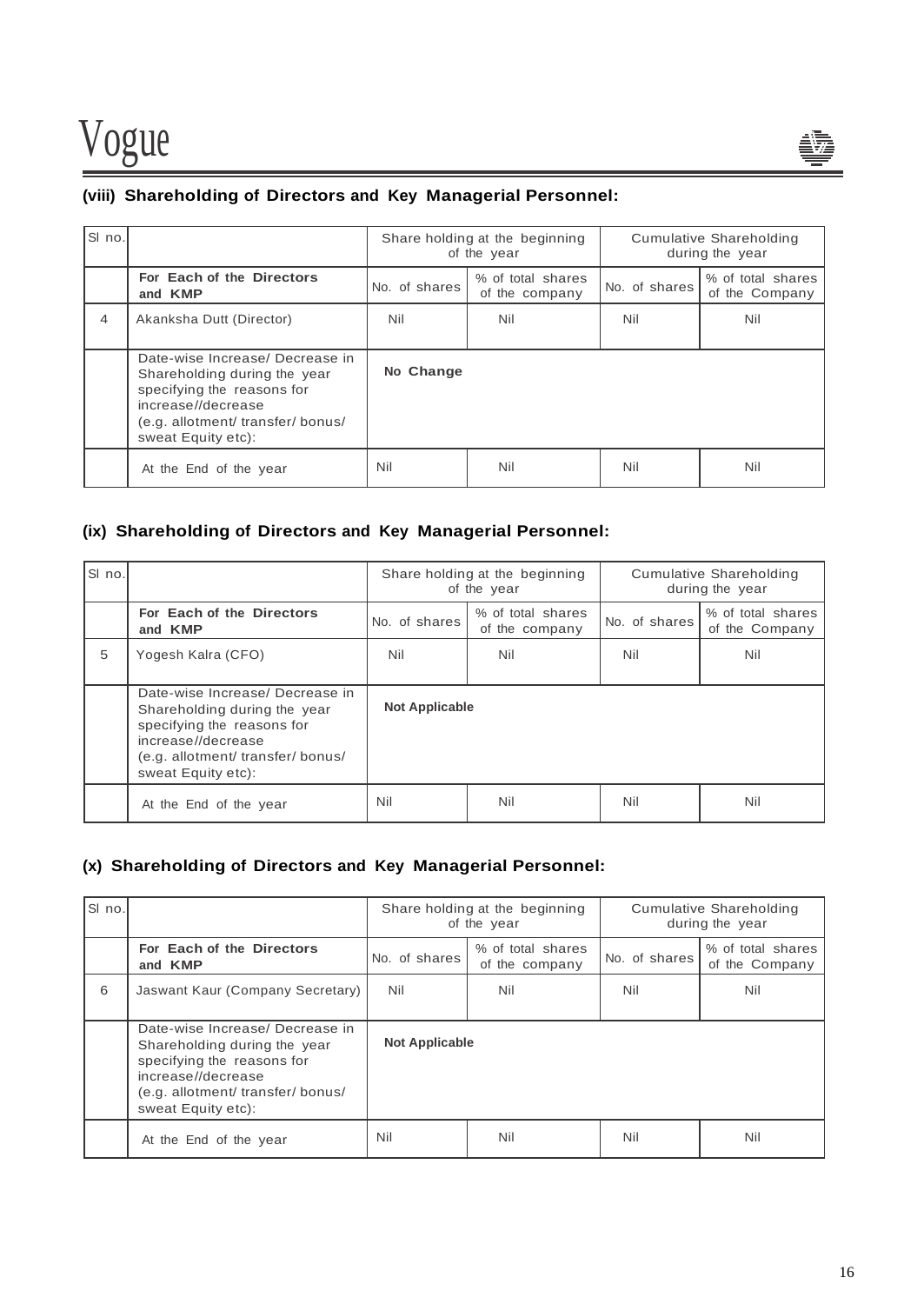### (viii) Shareholding of Directors and Key Managerial Personnel:

| Sl no. | | Share holding at the beginning of the year | | Cumulative Shareholding during the year | |
|---|---|---|---|---|---|
| | **For Each of the Directors and KMP** | No. of shares | % of total shares of the company | No. of shares | % of total shares of the Company |
| 4 | Akanksha Dutt (Director) | Nil | Nil | Nil | Nil |
| | Date-wise Increase/ Decrease in Shareholding during the year specifying the reasons for increase//decrease (e.g. allotment/ transfer/ bonus/ sweat Equity etc): | **No Change** | | | |
| | At the End of the year | Nil | Nil | Nil | Nil |

### (ix) Shareholding of Directors and Key Managerial Personnel:

| Sl no. | | Share holding at the beginning of the year | | Cumulative Shareholding during the year | |
|---|---|---|---|---|---|
| | **For Each of the Directors and KMP** | No. of shares | % of total shares of the company | No. of shares | % of total shares of the Company |
| 5 | Yogesh Kalra (CFO) | Nil | Nil | Nil | Nil |
| | Date-wise Increase/ Decrease in Shareholding during the year specifying the reasons for increase//decrease (e.g. allotment/ transfer/ bonus/ sweat Equity etc): | **Not Applicable** | | | |
| | At the End of the year | Nil | Nil | Nil | Nil |

### (x) Shareholding of Directors and Key Managerial Personnel:

| Sl no. | | Share holding at the beginning of the year | | Cumulative Shareholding during the year | |
|---|---|---|---|---|---|
| | **For Each of the Directors and KMP** | No. of shares | % of total shares of the company | No. of shares | % of total shares of the Company |
| 6 | Jaswant Kaur (Company Secretary) | Nil | Nil | Nil | Nil |
| | Date-wise Increase/ Decrease in Shareholding during the year specifying the reasons for increase//decrease (e.g. allotment/ transfer/ bonus/ sweat Equity etc): | **Not Applicable** | | | |
| | At the End of the year | Nil | Nil | Nil | Nil |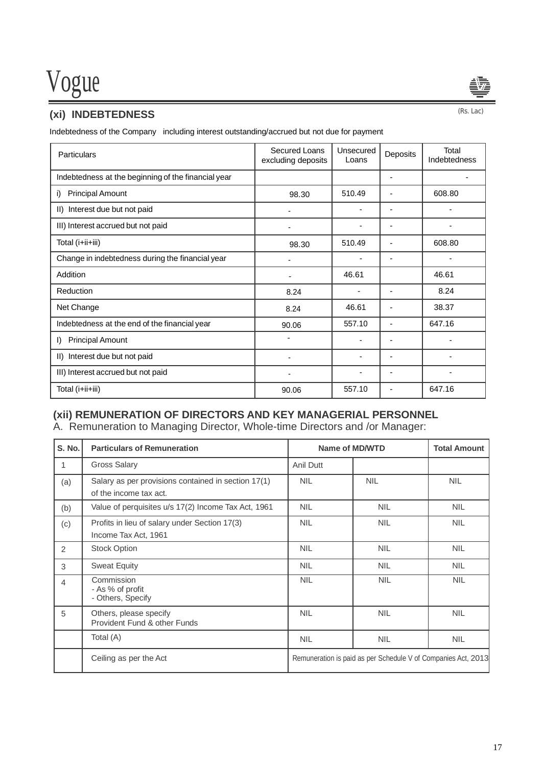## (xi) INDEBTEDNESS

(Rs. Lac)

Indebtedness of the Company including interest outstanding/accrued but not due for payment

| Particulars | Secured Loans excluding deposits | Unsecured Loans | Deposits | Total Indebtedness |
|---|---|---|---|---|
| Indebtedness at the beginning of the financial year | | | - | - |
| i) Principal Amount | 98.30 | 510.49 | - | 608.80 |
| II) Interest due but not paid | - | - | - | - |
| III) Interest accrued but not paid | - | - | - | - |
| Total (i+ii+iii) | 98.30 | 510.49 | - | 608.80 |
| Change in indebtedness during the financial year | - | - | - | - |
| Addition | - | 46.61 | | 46.61 |
| Reduction | 8.24 | - | - | 8.24 |
| Net Change | 8.24 | 46.61 | - | 38.37 |
| Indebtedness at the end of the financial year | 90.06 | 557.10 | - | 647.16 |
| I) Principal Amount | - | - | - | - |
| II) Interest due but not paid | - | - | - | - |
| III) Interest accrued but not paid | - | - | - | - |
| Total (i+ii+iii) | 90.06 | 557.10 | - | 647.16 |

## (xii) REMUNERATION OF DIRECTORS AND KEY MANAGERIAL PERSONNEL

A. Remuneration to Managing Director, Whole-time Directors and /or Manager:

| S. No. | Particulars of Remuneration | Name of MD/WTD | | Total Amount |
|---|---|---|---|---|
| 1 | Gross Salary | Anil Dutt | | |
| (a) | Salary as per provisions contained in section 17(1) of the income tax act. | NIL | NIL | NIL |
| (b) | Value of perquisites u/s 17(2) Income Tax Act, 1961 | NIL | NIL | NIL |
| (c) | Profits in lieu of salary under Section 17(3) Income Tax Act, 1961 | NIL | NIL | NIL |
| 2 | Stock Option | NIL | NIL | NIL |
| 3 | Sweat Equity | NIL | NIL | NIL |
| 4 | Commission<br>- As % of profit<br>- Others, Specify | NIL | NIL | NIL |
| 5 | Others, please specify<br>Provident Fund & other Funds | NIL | NIL | NIL |
| | Total (A) | NIL | NIL | NIL |
| | Ceiling as per the Act | Remuneration is paid as per Schedule V of Companies Act, 2013 | | |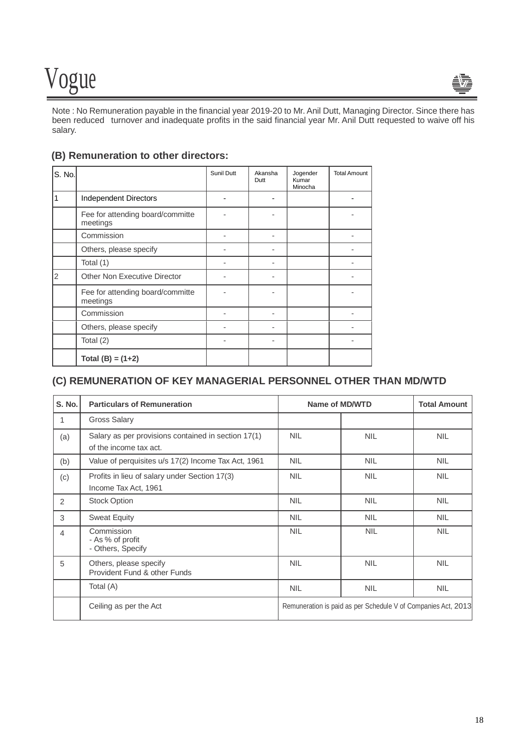Note : No Remuneration payable in the financial year 2019-20 to Mr. Anil Dutt, Managing Director. Since there has been reduced turnover and inadequate profits in the said financial year Mr. Anil Dutt requested to waive off his salary.

### (B) Remuneration to other directors:

| S. No. | | Sunil Dutt | Akansha Dutt | Jogender Kumar Minocha | Total Amount |
|---|---|---|---|---|---|
| 1 | Independent Directors | - | - | | - |
| | Fee for attending board/committe meetings | - | - | | - |
| | Commission | - | - | | - |
| | Others, please specify | - | - | | - |
| | Total (1) | - | - | | - |
| 2 | Other Non Executive Director | - | - | | - |
| | Fee for attending board/committe meetings | - | - | | - |
| | Commission | - | - | | - |
| | Others, please specify | - | - | | - |
| | Total (2) | - | - | | - |
| | **Total (B) = (1+2)** | | | | |

### (C) REMUNERATION OF KEY MANAGERIAL PERSONNEL OTHER THAN MD/WTD

| S. No. | Particulars of Remuneration | Name of MD/WTD | | Total Amount |
|---|---|---|---|---|
| 1 | Gross Salary | | | |
| (a) | Salary as per provisions contained in section 17(1) of the income tax act. | NIL | NIL | NIL |
| (b) | Value of perquisites u/s 17(2) Income Tax Act, 1961 | NIL | NIL | NIL |
| (c) | Profits in lieu of salary under Section 17(3) Income Tax Act, 1961 | NIL | NIL | NIL |
| 2 | Stock Option | NIL | NIL | NIL |
| 3 | Sweat Equity | NIL | NIL | NIL |
| 4 | Commission<br>- As % of profit<br>- Others, Specify | NIL | NIL | NIL |
| 5 | Others, please specify<br>Provident Fund & other Funds | NIL | NIL | NIL |
| | Total (A) | NIL | NIL | NIL |
| | Ceiling as per the Act | Remuneration is paid as per Schedule V of Companies Act, 2013 | | |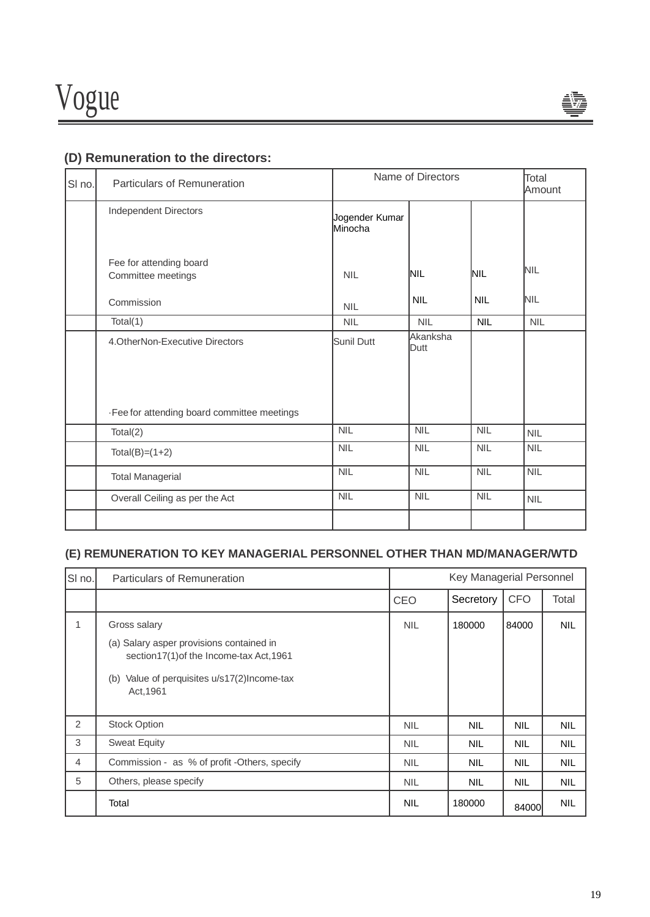### (D) Remuneration to the directors:

| Sl no. | Particulars of Remuneration | Name of Directors | | | Total Amount |
|---|---|---|---|---|---|
| | Independent Directors | Jogender Kumar Minocha | | | |
| | Fee for attending board Committee meetings | NIL | NIL | NIL | NIL |
| | Commission | NIL | NIL | NIL | NIL |
| | Total(1) | NIL | NIL | NIL | NIL |
| | 4.OtherNon-Executive Directors | Sunil Dutt | Akanksha Dutt | | |
| | ·Fee for attending board committee meetings | | | | |
| | Total(2) | NIL | NIL | NIL | NIL |
| | Total(B)=(1+2) | NIL | NIL | NIL | NIL |
| | Total Managerial | NIL | NIL | NIL | NIL |
| | Overall Ceiling as per the Act | NIL | NIL | NIL | NIL |
| | | | | | |

### (E) REMUNERATION TO KEY MANAGERIAL PERSONNEL OTHER THAN MD/MANAGER/WTD

| Sl no. | Particulars of Remuneration | Key Managerial Personnel | | | |
|---|---|---|---|---|---|
| | | CEO | Secretory | CFO | Total |
| 1 | Gross salary<br>(a) Salary asper provisions contained in section17(1)of the Income-tax Act,1961<br>(b) Value of perquisites u/s17(2)Income-tax Act,1961 | NIL | 180000 | 84000 | NIL |
| 2 | Stock Option | NIL | NIL | NIL | NIL |
| 3 | Sweat Equity | NIL | NIL | NIL | NIL |
| 4 | Commission - as % of profit -Others, specify | NIL | NIL | NIL | NIL |
| 5 | Others, please specify | NIL | NIL | NIL | NIL |
| | Total | NIL | 180000 | 84000 | NIL |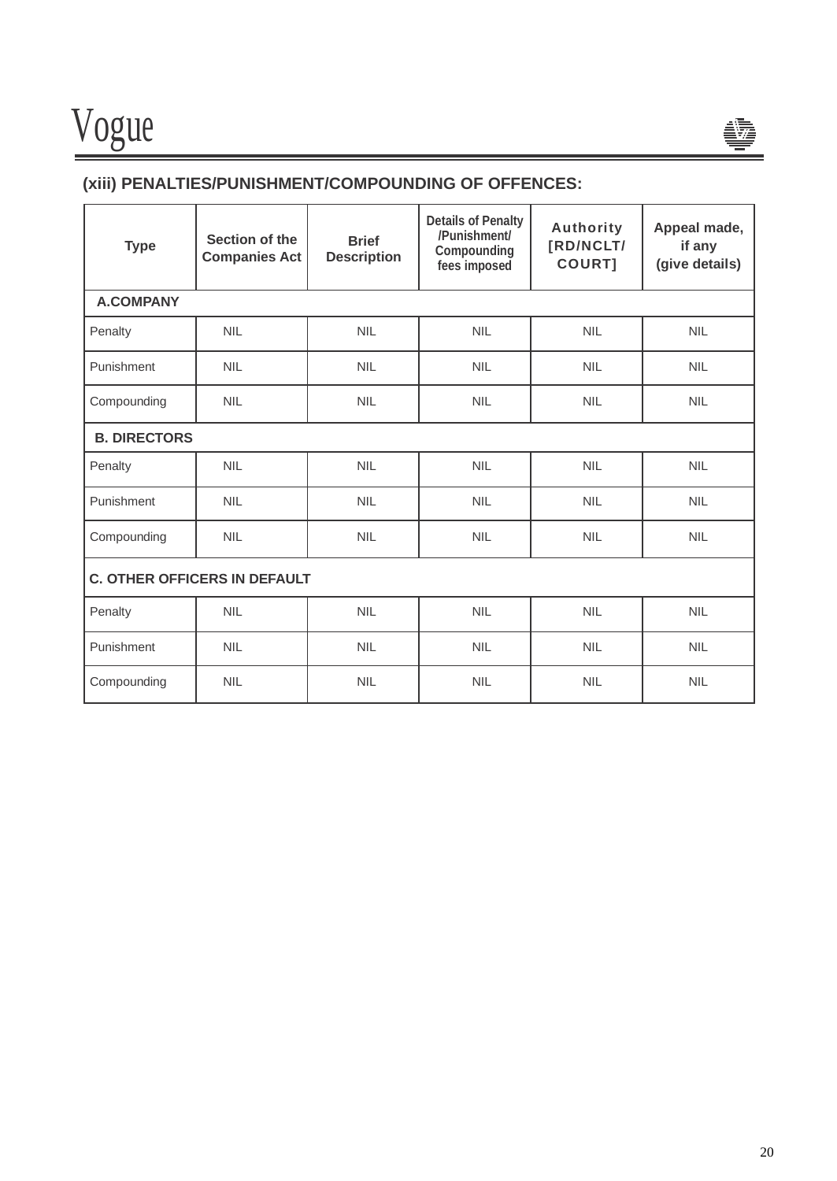## (xiii) PENALTIES/PUNISHMENT/COMPOUNDING OF OFFENCES:

| Type | Section of the Companies Act | Brief Description | Details of Penalty /Punishment/ Compounding fees imposed | Authority [RD/NCLT/ COURT] | Appeal made, if any (give details) |
|---|---|---|---|---|---|
| **A.COMPANY** | | | | | |
| Penalty | NIL | NIL | NIL | NIL | NIL |
| Punishment | NIL | NIL | NIL | NIL | NIL |
| Compounding | NIL | NIL | NIL | NIL | NIL |
| **B. DIRECTORS** | | | | | |
| Penalty | NIL | NIL | NIL | NIL | NIL |
| Punishment | NIL | NIL | NIL | NIL | NIL |
| Compounding | NIL | NIL | NIL | NIL | NIL |
| **C. OTHER OFFICERS IN DEFAULT** | | | | | |
| Penalty | NIL | NIL | NIL | NIL | NIL |
| Punishment | NIL | NIL | NIL | NIL | NIL |
| Compounding | NIL | NIL | NIL | NIL | NIL |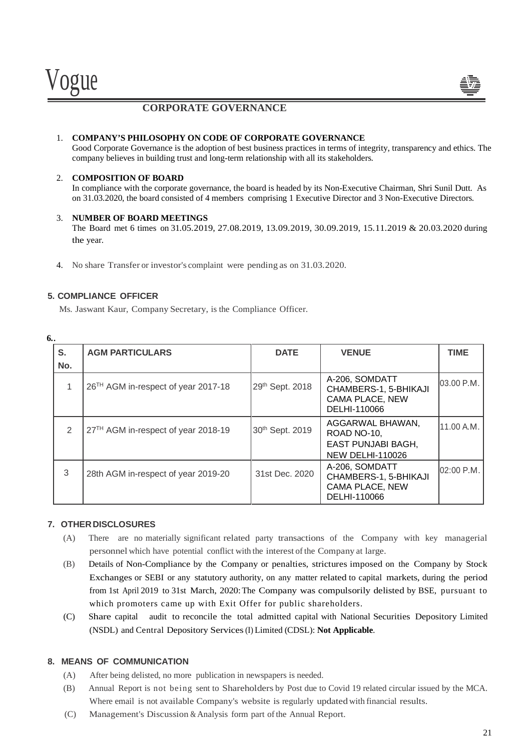# CORPORATE GOVERNANCE

1. **COMPANY'S PHILOSOPHY ON CODE OF CORPORATE GOVERNANCE**
   Good Corporate Governance is the adoption of best business practices in terms of integrity, transparency and ethics. The company believes in building trust and long-term relationship with all its stakeholders.

2. **COMPOSITION OF BOARD**
   In compliance with the corporate governance, the board is headed by its Non-Executive Chairman, Shri Sunil Dutt. As on 31.03.2020, the board consisted of 4 members comprising 1 Executive Director and 3 Non-Executive Directors.

3. **NUMBER OF BOARD MEETINGS**
   The Board met 6 times on 31.05.2019, 27.08.2019, 13.09.2019, 30.09.2019, 15.11.2019 & 20.03.2020 during the year.

4. No share Transfer or investor's complaint were pending as on 31.03.2020.

**5. COMPLIANCE OFFICER**

Ms. Jaswant Kaur, Company Secretary, is the Compliance Officer.

**6.**

| S. No. | AGM PARTICULARS | DATE | VENUE | TIME |
|---|---|---|---|---|
| 1 | 26TH AGM in-respect of year 2017-18 | 29th Sept. 2018 | A-206, SOMDATT CHAMBERS-1, 5-BHIKAJI CAMA PLACE, NEW DELHI-110066 | 03.00 P.M. |
| 2 | 27TH AGM in-respect of year 2018-19 | 30th Sept. 2019 | AGGARWAL BHAWAN, ROAD NO-10, EAST PUNJABI BAGH, NEW DELHI-110026 | 11.00 A.M. |
| 3 | 28th AGM in-respect of year 2019-20 | 31st Dec. 2020 | A-206, SOMDATT CHAMBERS-1, 5-BHIKAJI CAMA PLACE, NEW DELHI-110066 | 02:00 P.M. |

**7. OTHER DISCLOSURES**

(A) There are no materially significant related party transactions of the Company with key managerial personnel which have potential conflict with the interest of the Company at large.

(B) Details of Non-Compliance by the Company or penalties, strictures imposed on the Company by Stock Exchanges or SEBI or any statutory authority, on any matter related to capital markets, during the period from 1st April 2019 to 31st March, 2020: The Company was compulsorily delisted by BSE, pursuant to which promoters came up with Exit Offer for public shareholders.

(C) Share capital audit to reconcile the total admitted capital with National Securities Depository Limited (NSDL) and Central Depository Services (I) Limited (CDSL): **Not Applicable**.

**8. MEANS OF COMMUNICATION**

(A) After being delisted, no more publication in newspapers is needed.

(B) Annual Report is not being sent to Shareholders by Post due to Covid 19 related circular issued by the MCA. Where email is not available Company's website is regularly updated with financial results.

(C) Management's Discussion & Analysis form part of the Annual Report.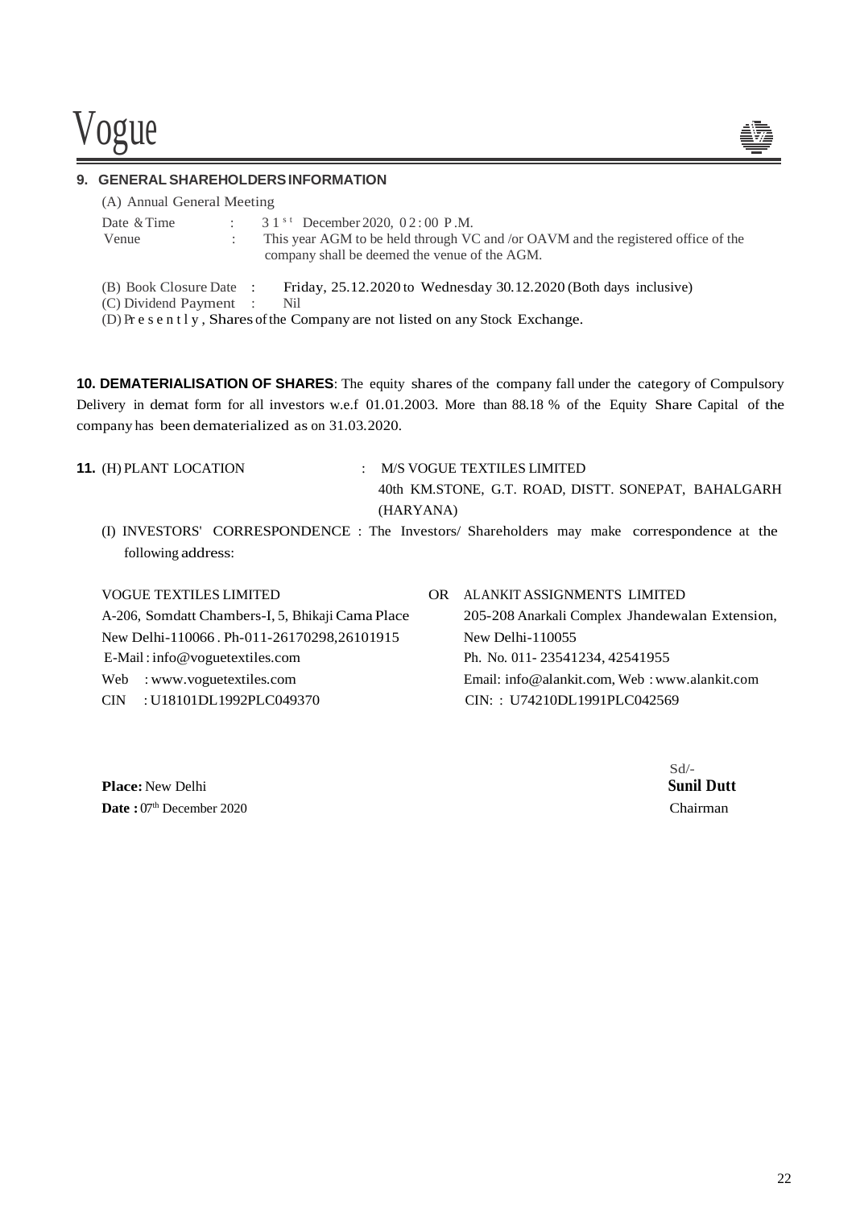## 9. GENERAL SHAREHOLDERS INFORMATION

(A) Annual General Meeting

Date & Time : 31st December 2020, 02:00 P.M.

Venue : This year AGM to be held through VC and /or OAVM and the registered office of the company shall be deemed the venue of the AGM.

(B) Book Closure Date : Friday, 25.12.2020 to Wednesday 30.12.2020 (Both days inclusive)

(C) Dividend Payment : Nil

(D) Presently, Shares of the Company are not listed on any Stock Exchange.

**10. DEMATERIALISATION OF SHARES**: The equity shares of the company fall under the category of Compulsory Delivery in demat form for all investors w.e.f 01.01.2003. More than 88.18 % of the Equity Share Capital of the company has been dematerialized as on 31.03.2020.

**11.** (H) PLANT LOCATION : M/S VOGUE TEXTILES LIMITED
40th KM.STONE, G.T. ROAD, DISTT. SONEPAT, BAHALGARH (HARYANA)

(I) INVESTORS' CORRESPONDENCE : The Investors/ Shareholders may make correspondence at the following address:

VOGUE TEXTILES LIMITED
A-206, Somdatt Chambers-I, 5, Bhikaji Cama Place
New Delhi-110066 . Ph-011-26170298,26101915
E-Mail : info@voguetextiles.com
Web : www.voguetextiles.com
CIN : U18101DL1992PLC049370

OR

ALANKIT ASSIGNMENTS LIMITED
205-208 Anarkali Complex Jhandewalan Extension,
New Delhi-110055
Ph. No. 011- 23541234, 42541955
Email: info@alankit.com, Web : www.alankit.com
CIN: : U74210DL1991PLC042569

**Place:** New Delhi
**Date :** 07th December 2020

Sd/-
**Sunil Dutt**
Chairman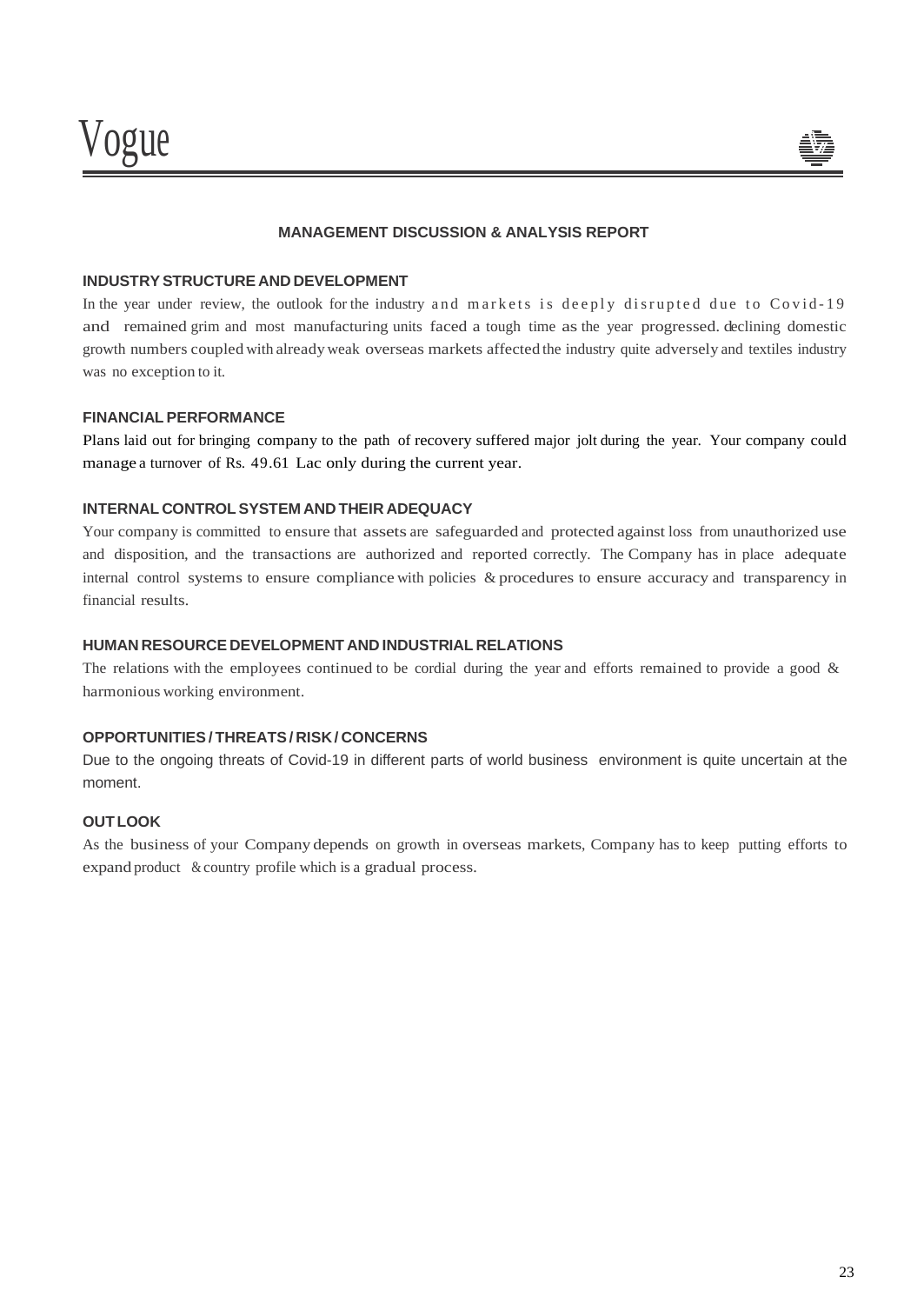## MANAGEMENT DISCUSSION & ANALYSIS REPORT

### INDUSTRY STRUCTURE AND DEVELOPMENT

In the year under review, the outlook for the industry and markets is deeply disrupted due to Covid-19 and remained grim and most manufacturing units faced a tough time as the year progressed. declining domestic growth numbers coupled with already weak overseas markets affected the industry quite adversely and textiles industry was no exception to it.

### FINANCIAL PERFORMANCE

Plans laid out for bringing company to the path of recovery suffered major jolt during the year. Your company could manage a turnover of Rs. 49.61 Lac only during the current year.

### INTERNAL CONTROL SYSTEM AND THEIR ADEQUACY

Your company is committed to ensure that assets are safeguarded and protected against loss from unauthorized use and disposition, and the transactions are authorized and reported correctly. The Company has in place adequate internal control systems to ensure compliance with policies & procedures to ensure accuracy and transparency in financial results.

### HUMAN RESOURCE DEVELOPMENT AND INDUSTRIAL RELATIONS

The relations with the employees continued to be cordial during the year and efforts remained to provide a good & harmonious working environment.

### OPPORTUNITIES / THREATS / RISK / CONCERNS

Due to the ongoing threats of Covid-19 in different parts of world business environment is quite uncertain at the moment.

### OUT LOOK

As the business of your Company depends on growth in overseas markets, Company has to keep putting efforts to expand product & country profile which is a gradual process.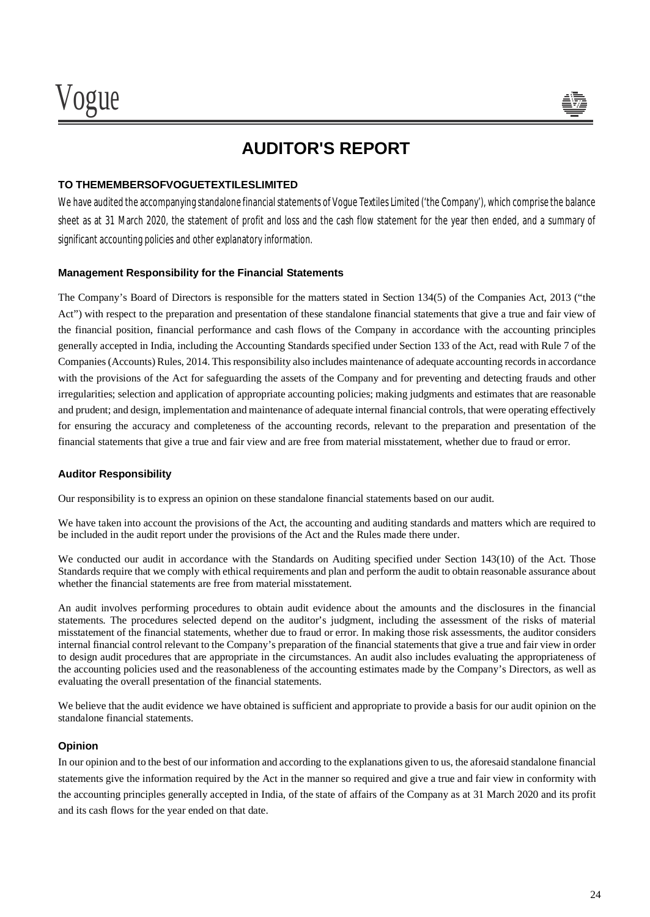# AUDITOR'S REPORT

**TO THEMEMBERSOFVOGUETEXTILESLIMITED**

We have audited the accompanying standalone financial statements of Vogue Textiles Limited ('the Company'), which comprise the balance sheet as at 31 March 2020, the statement of profit and loss and the cash flow statement for the year then ended, and a summary of significant accounting policies and other explanatory information.

### Management Responsibility for the Financial Statements

The Company's Board of Directors is responsible for the matters stated in Section 134(5) of the Companies Act, 2013 ("the Act") with respect to the preparation and presentation of these standalone financial statements that give a true and fair view of the financial position, financial performance and cash flows of the Company in accordance with the accounting principles generally accepted in India, including the Accounting Standards specified under Section 133 of the Act, read with Rule 7 of the Companies (Accounts) Rules, 2014. This responsibility also includes maintenance of adequate accounting records in accordance with the provisions of the Act for safeguarding the assets of the Company and for preventing and detecting frauds and other irregularities; selection and application of appropriate accounting policies; making judgments and estimates that are reasonable and prudent; and design, implementation and maintenance of adequate internal financial controls, that were operating effectively for ensuring the accuracy and completeness of the accounting records, relevant to the preparation and presentation of the financial statements that give a true and fair view and are free from material misstatement, whether due to fraud or error.

### Auditor Responsibility

Our responsibility is to express an opinion on these standalone financial statements based on our audit.

We have taken into account the provisions of the Act, the accounting and auditing standards and matters which are required to be included in the audit report under the provisions of the Act and the Rules made there under.

We conducted our audit in accordance with the Standards on Auditing specified under Section 143(10) of the Act. Those Standards require that we comply with ethical requirements and plan and perform the audit to obtain reasonable assurance about whether the financial statements are free from material misstatement.

An audit involves performing procedures to obtain audit evidence about the amounts and the disclosures in the financial statements. The procedures selected depend on the auditor's judgment, including the assessment of the risks of material misstatement of the financial statements, whether due to fraud or error. In making those risk assessments, the auditor considers internal financial control relevant to the Company's preparation of the financial statements that give a true and fair view in order to design audit procedures that are appropriate in the circumstances. An audit also includes evaluating the appropriateness of the accounting policies used and the reasonableness of the accounting estimates made by the Company's Directors, as well as evaluating the overall presentation of the financial statements.

We believe that the audit evidence we have obtained is sufficient and appropriate to provide a basis for our audit opinion on the standalone financial statements.

### Opinion

In our opinion and to the best of our information and according to the explanations given to us, the aforesaid standalone financial statements give the information required by the Act in the manner so required and give a true and fair view in conformity with the accounting principles generally accepted in India, of the state of affairs of the Company as at 31 March 2020 and its profit and its cash flows for the year ended on that date.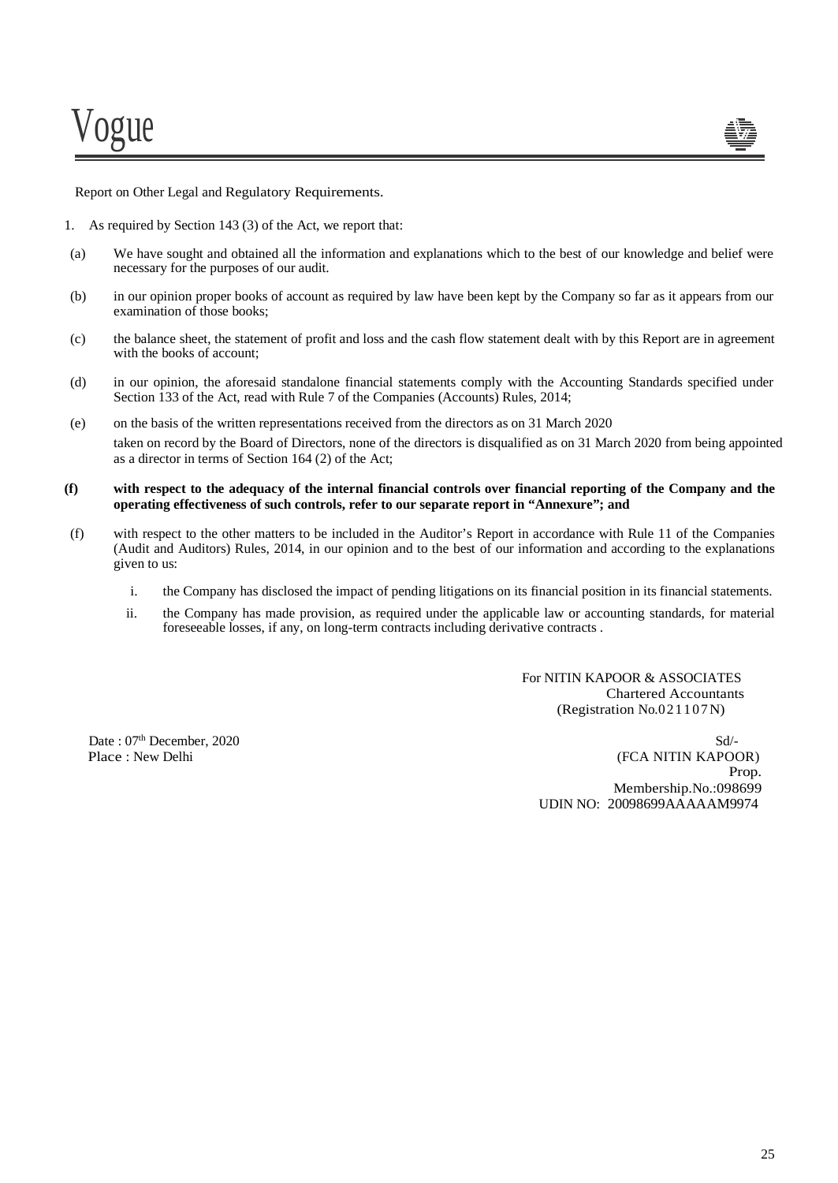Report on Other Legal and Regulatory Requirements.

1. As required by Section 143 (3) of the Act, we report that:

(a) We have sought and obtained all the information and explanations which to the best of our knowledge and belief were necessary for the purposes of our audit.

(b) in our opinion proper books of account as required by law have been kept by the Company so far as it appears from our examination of those books;

(c) the balance sheet, the statement of profit and loss and the cash flow statement dealt with by this Report are in agreement with the books of account;

(d) in our opinion, the aforesaid standalone financial statements comply with the Accounting Standards specified under Section 133 of the Act, read with Rule 7 of the Companies (Accounts) Rules, 2014;

(e) on the basis of the written representations received from the directors as on 31 March 2020 taken on record by the Board of Directors, none of the directors is disqualified as on 31 March 2020 from being appointed as a director in terms of Section 164 (2) of the Act;

**(f) with respect to the adequacy of the internal financial controls over financial reporting of the Company and the operating effectiveness of such controls, refer to our separate report in "Annexure"; and**

(f) with respect to the other matters to be included in the Auditor's Report in accordance with Rule 11 of the Companies (Audit and Auditors) Rules, 2014, in our opinion and to the best of our information and according to the explanations given to us:

   i. the Company has disclosed the impact of pending litigations on its financial position in its financial statements.

   ii. the Company has made provision, as required under the applicable law or accounting standards, for material foreseeable losses, if any, on long-term contracts including derivative contracts .

For NITIN KAPOOR & ASSOCIATES
Chartered Accountants
(Registration No.021107N)

Date : 07th December, 2020
Place : New Delhi

Sd/-
(FCA NITIN KAPOOR)
Prop.
Membership.No.:098699
UDIN NO: 20098699AAAAAM9974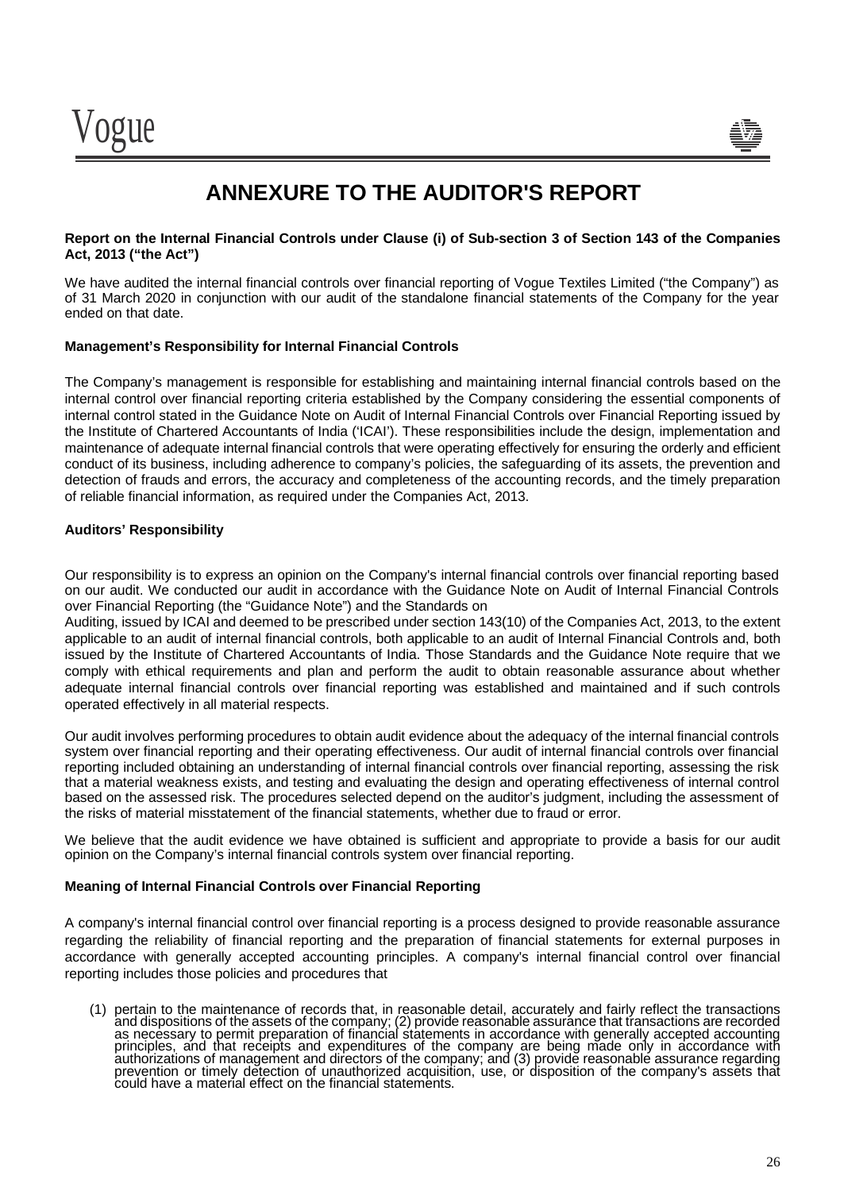# ANNEXURE TO THE AUDITOR'S REPORT

**Report on the Internal Financial Controls under Clause (i) of Sub-section 3 of Section 143 of the Companies Act, 2013 ("the Act")**

We have audited the internal financial controls over financial reporting of Vogue Textiles Limited ("the Company") as of 31 March 2020 in conjunction with our audit of the standalone financial statements of the Company for the year ended on that date.

**Management's Responsibility for Internal Financial Controls**

The Company's management is responsible for establishing and maintaining internal financial controls based on the internal control over financial reporting criteria established by the Company considering the essential components of internal control stated in the Guidance Note on Audit of Internal Financial Controls over Financial Reporting issued by the Institute of Chartered Accountants of India ('ICAI'). These responsibilities include the design, implementation and maintenance of adequate internal financial controls that were operating effectively for ensuring the orderly and efficient conduct of its business, including adherence to company's policies, the safeguarding of its assets, the prevention and detection of frauds and errors, the accuracy and completeness of the accounting records, and the timely preparation of reliable financial information, as required under the Companies Act, 2013.

**Auditors' Responsibility**

Our responsibility is to express an opinion on the Company's internal financial controls over financial reporting based on our audit. We conducted our audit in accordance with the Guidance Note on Audit of Internal Financial Controls over Financial Reporting (the "Guidance Note") and the Standards on
Auditing, issued by ICAI and deemed to be prescribed under section 143(10) of the Companies Act, 2013, to the extent applicable to an audit of internal financial controls, both applicable to an audit of Internal Financial Controls and, both issued by the Institute of Chartered Accountants of India. Those Standards and the Guidance Note require that we comply with ethical requirements and plan and perform the audit to obtain reasonable assurance about whether adequate internal financial controls over financial reporting was established and maintained and if such controls operated effectively in all material respects.

Our audit involves performing procedures to obtain audit evidence about the adequacy of the internal financial controls system over financial reporting and their operating effectiveness. Our audit of internal financial controls over financial reporting included obtaining an understanding of internal financial controls over financial reporting, assessing the risk that a material weakness exists, and testing and evaluating the design and operating effectiveness of internal control based on the assessed risk. The procedures selected depend on the auditor's judgment, including the assessment of the risks of material misstatement of the financial statements, whether due to fraud or error.

We believe that the audit evidence we have obtained is sufficient and appropriate to provide a basis for our audit opinion on the Company's internal financial controls system over financial reporting.

**Meaning of Internal Financial Controls over Financial Reporting**

A company's internal financial control over financial reporting is a process designed to provide reasonable assurance regarding the reliability of financial reporting and the preparation of financial statements for external purposes in accordance with generally accepted accounting principles. A company's internal financial control over financial reporting includes those policies and procedures that

(1) pertain to the maintenance of records that, in reasonable detail, accurately and fairly reflect the transactions and dispositions of the assets of the company; (2) provide reasonable assurance that transactions are recorded as necessary to permit preparation of financial statements in accordance with generally accepted accounting principles, and that receipts and expenditures of the company are being made only in accordance with authorizations of management and directors of the company; and (3) provide reasonable assurance regarding prevention or timely detection of unauthorized acquisition, use, or disposition of the company's assets that could have a material effect on the financial statements.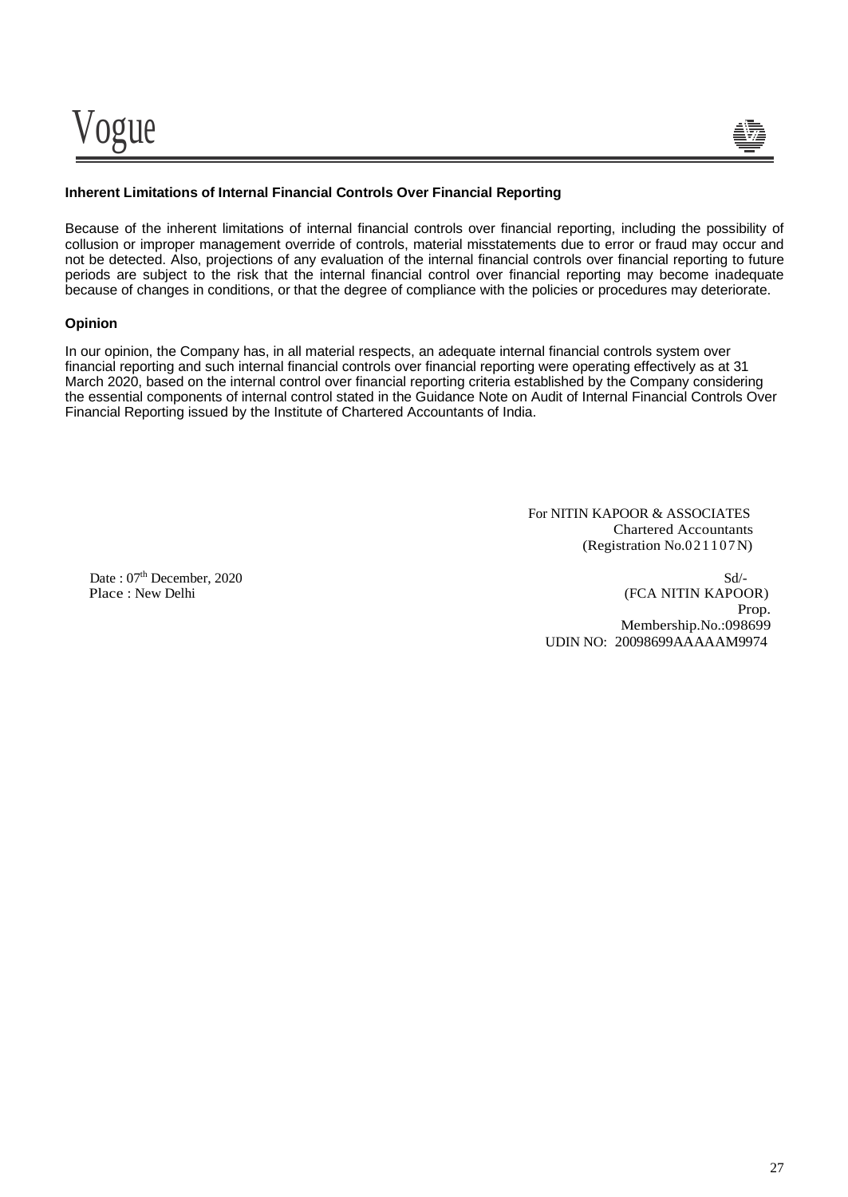### Inherent Limitations of Internal Financial Controls Over Financial Reporting

Because of the inherent limitations of internal financial controls over financial reporting, including the possibility of collusion or improper management override of controls, material misstatements due to error or fraud may occur and not be detected. Also, projections of any evaluation of the internal financial controls over financial reporting to future periods are subject to the risk that the internal financial control over financial reporting may become inadequate because of changes in conditions, or that the degree of compliance with the policies or procedures may deteriorate.

### Opinion

In our opinion, the Company has, in all material respects, an adequate internal financial controls system over financial reporting and such internal financial controls over financial reporting were operating effectively as at 31 March 2020, based on the internal control over financial reporting criteria established by the Company considering the essential components of internal control stated in the Guidance Note on Audit of Internal Financial Controls Over Financial Reporting issued by the Institute of Chartered Accountants of India.

For NITIN KAPOOR & ASSOCIATES
Chartered Accountants
(Registration No.021107N)

Date : 07th December, 2020
Place : New Delhi

Sd/-
(FCA NITIN KAPOOR)
Prop.
Membership.No.:098699
UDIN NO: 20098699AAAAAM9974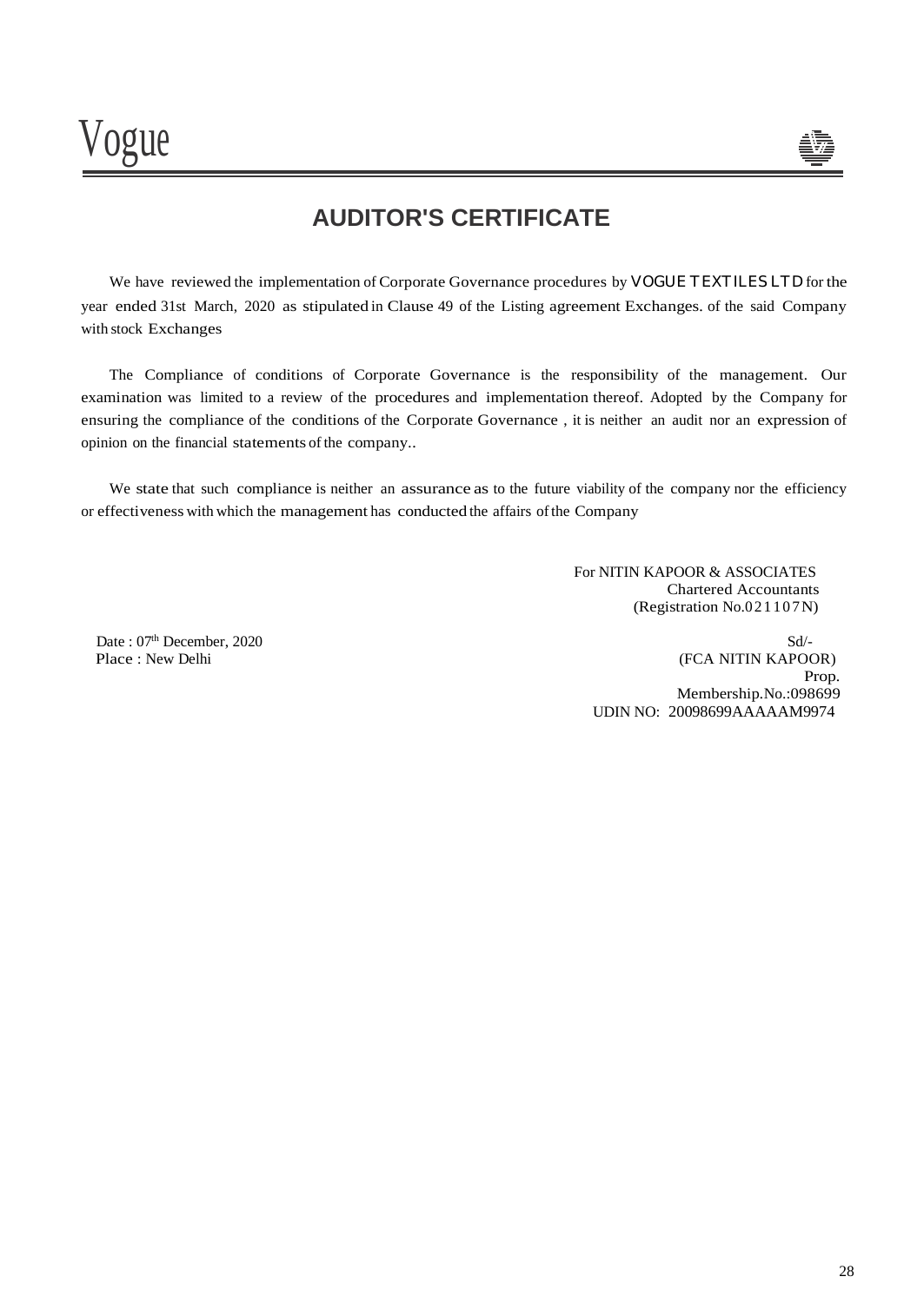# AUDITOR'S CERTIFICATE

We have reviewed the implementation of Corporate Governance procedures by VOGUE TEXTILES LTD for the year ended 31st March, 2020 as stipulated in Clause 49 of the Listing agreement Exchanges. of the said Company with stock Exchanges

The Compliance of conditions of Corporate Governance is the responsibility of the management. Our examination was limited to a review of the procedures and implementation thereof. Adopted by the Company for ensuring the compliance of the conditions of the Corporate Governance , it is neither an audit nor an expression of opinion on the financial statements of the company..

We state that such compliance is neither an assurance as to the future viability of the company nor the efficiency or effectiveness with which the management has conducted the affairs of the Company

For NITIN KAPOOR & ASSOCIATES
Chartered Accountants
(Registration No.021107N)

Date : 07th December, 2020
Place : New Delhi

Sd/-
(FCA NITIN KAPOOR)
Prop.
Membership.No.:098699
UDIN NO: 20098699AAAAAM9974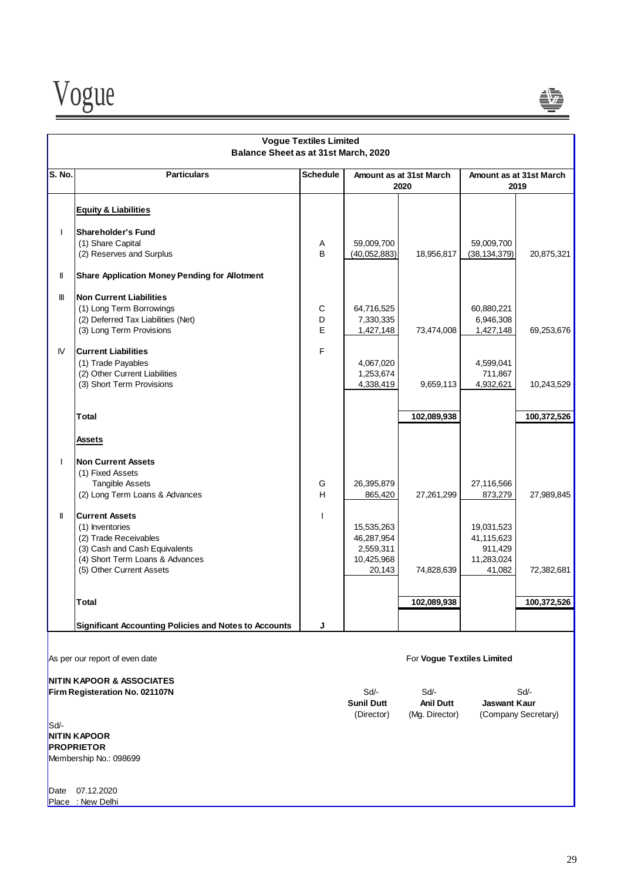## Vogue Textiles Limited

### Balance Sheet as at 31st March, 2020

| S. No. | Particulars | Schedule | Amount as at 31st March 2020 | | Amount as at 31st March 2019 | |
|---|---|---|---|---|---|---|
| | **Equity & Liabilities** | | | | | |
| I | **Shareholder's Fund** | | | | | |
| | (1) Share Capital | A | 59,009,700 | | 59,009,700 | |
| | (2) Reserves and Surplus | B | (40,052,883) | 18,956,817 | (38,134,379) | 20,875,321 |
| II | **Share Application Money Pending for Allotment** | | | | | |
| III | **Non Current Liabilities** | | | | | |
| | (1) Long Term Borrowings | C | 64,716,525 | | 60,880,221 | |
| | (2) Deferred Tax Liabilities (Net) | D | 7,330,335 | | 6,946,308 | |
| | (3) Long Term Provisions | E | 1,427,148 | 73,474,008 | 1,427,148 | 69,253,676 |
| IV | **Current Liabilities** | F | | | | |
| | (1) Trade Payables | | 4,067,020 | | 4,599,041 | |
| | (2) Other Current Liabilities | | 1,253,674 | | 711,867 | |
| | (3) Short Term Provisions | | 4,338,419 | 9,659,113 | 4,932,621 | 10,243,529 |
| | **Total** | | | **102,089,938** | | **100,372,526** |
| | **Assets** | | | | | |
| I | **Non Current Assets** | | | | | |
| | (1) Fixed Assets | | | | | |
| | Tangible Assets | G | 26,395,879 | | 27,116,566 | |
| | (2) Long Term Loans & Advances | H | 865,420 | 27,261,299 | 873,279 | 27,989,845 |
| II | **Current Assets** | I | | | | |
| | (1) Inventories | | 15,535,263 | | 19,031,523 | |
| | (2) Trade Receivables | | 46,287,954 | | 41,115,623 | |
| | (3) Cash and Cash Equivalents | | 2,559,311 | | 911,429 | |
| | (4) Short Term Loans & Advances | | 10,425,968 | | 11,283,024 | |
| | (5) Other Current Assets | | 20,143 | 74,828,639 | 41,082 | 72,382,681 |
| | **Total** | | | **102,089,938** | | **100,372,526** |
| | **Significant Accounting Policies and Notes to Accounts** | **J** | | | | |

As per our report of even date

For **Vogue Textiles Limited**

**NITIN KAPOOR & ASSOCIATES**
**Firm Registeration No. 021107N**

Sd/-
**Sunil Dutt**
(Director)

Sd/-
**Anil Dutt**
(Mg. Director)

Sd/-
**Jaswant Kaur**
(Company Secretary)

Sd/-
**NITIN KAPOOR**
**PROPRIETOR**
Membership No.: 098699

Date 07.12.2020
Place : New Delhi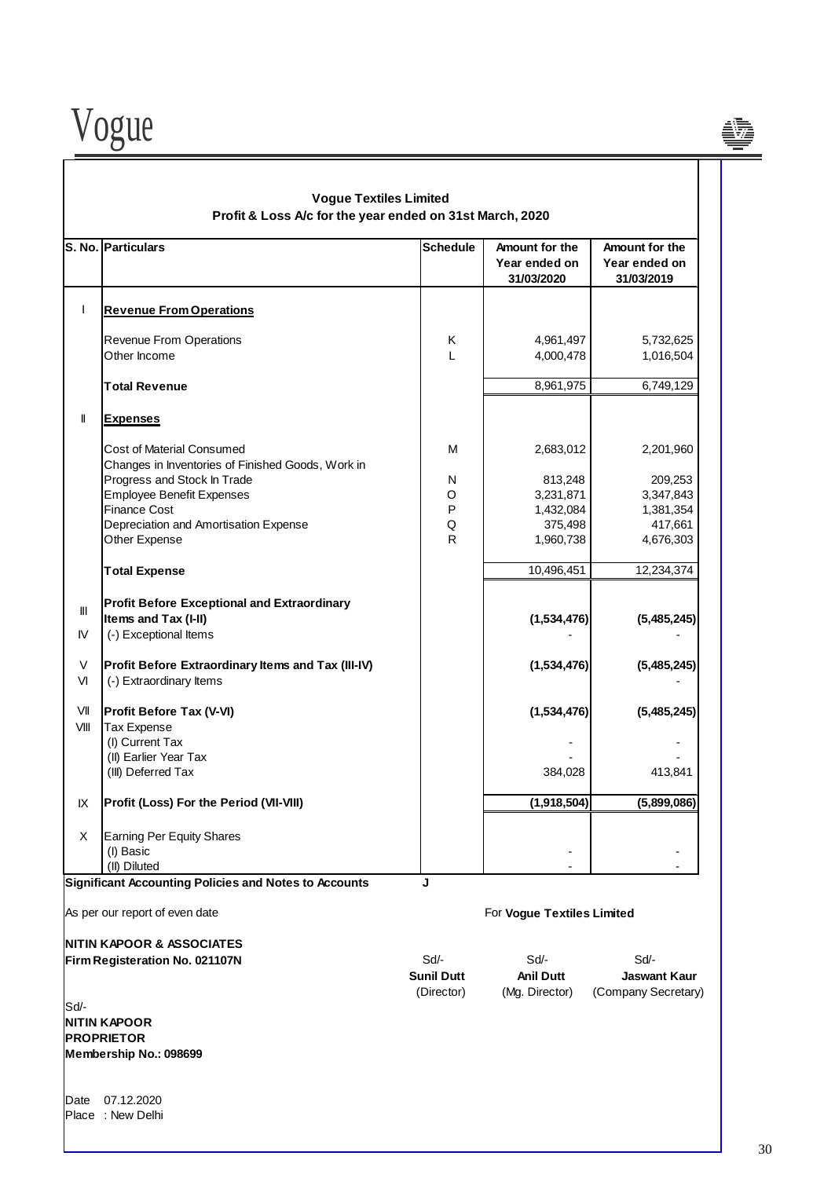# Vogue

## Vogue Textiles Limited

### Profit & Loss A/c for the year ended on 31st March, 2020

| S. No. | Particulars | Schedule | Amount for the Year ended on 31/03/2020 | Amount for the Year ended on 31/03/2019 |
|---|---|---|---|---|
| I | **Revenue From Operations** | | | |
| | Revenue From Operations | K | 4,961,497 | 5,732,625 |
| | Other Income | L | 4,000,478 | 1,016,504 |
| | **Total Revenue** | | 8,961,975 | 6,749,129 |
| II | **Expenses** | | | |
| | Cost of Material Consumed | M | 2,683,012 | 2,201,960 |
| | Changes in Inventories of Finished Goods, Work in Progress and Stock In Trade | N | 813,248 | 209,253 |
| | Employee Benefit Expenses | O | 3,231,871 | 3,347,843 |
| | Finance Cost | P | 1,432,084 | 1,381,354 |
| | Depreciation and Amortisation Expense | Q | 375,498 | 417,661 |
| | Other Expense | R | 1,960,738 | 4,676,303 |
| | **Total Expense** | | 10,496,451 | 12,234,374 |
| III | **Profit Before Exceptional and Extraordinary Items and Tax (I-II)** | | **(1,534,476)** | **(5,485,245)** |
| IV | (-) Exceptional Items | | - | - |
| V | **Profit Before Extraordinary Items and Tax (III-IV)** | | **(1,534,476)** | **(5,485,245)** |
| VI | (-) Extraordinary Items | | | - |
| VII | **Profit Before Tax (V-VI)** | | **(1,534,476)** | **(5,485,245)** |
| VIII | Tax Expense | | | |
| | (I) Current Tax | | - | - |
| | (II) Earlier Year Tax | | - | - |
| | (III) Deferred Tax | | 384,028 | 413,841 |
| IX | **Profit (Loss) For the Period (VII-VIII)** | | **(1,918,504)** | **(5,899,086)** |
| X | Earning Per Equity Shares | | | |
| | (I) Basic | | - | - |
| | (II) Diluted | | - | - |
| | **Significant Accounting Policies and Notes to Accounts** | **J** | | |

As per our report of even date

**NITIN KAPOOR & ASSOCIATES**
**Firm Registeration No. 021107N**

For **Vogue Textiles Limited**

| Sd/- | Sd/- | Sd/- |
|---|---|---|
| **Sunil Dutt** | **Anil Dutt** | **Jaswant Kaur** |
| (Director) | (Mg. Director) | (Company Secretary) |

Sd/-
**NITIN KAPOOR**
**PROPRIETOR**
**Membership No.: 098699**

Date 07.12.2020
Place : New Delhi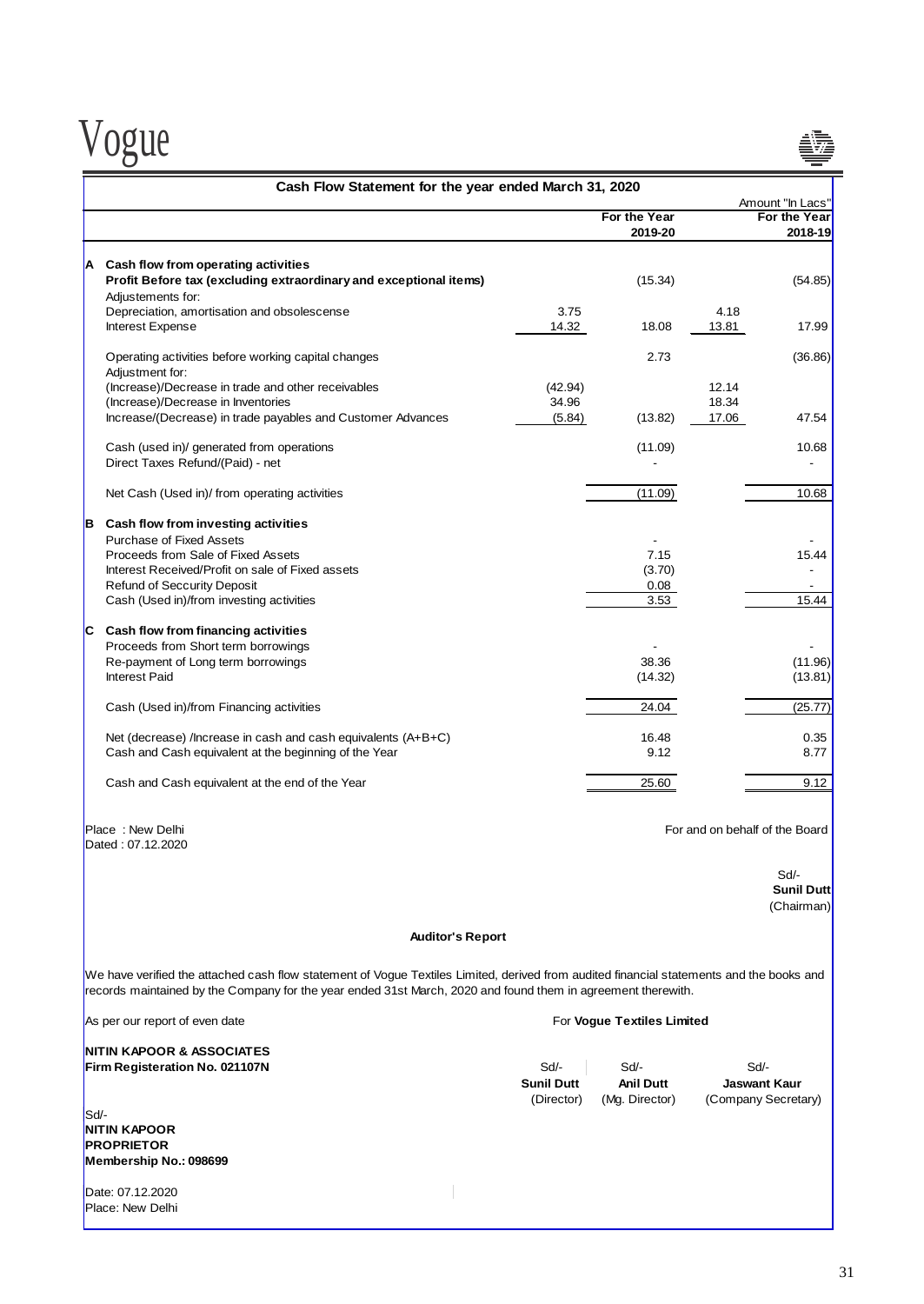# Vogue

## Cash Flow Statement for the year ended March 31, 2020

Amount "In Lacs"

| | | | For the Year 2019-20 | | For the Year 2018-19 |
|---|---|---|---|---|---|
| **A** | **Cash flow from operating activities** | | | | |
| | **Profit Before tax (excluding extraordinary and exceptional items)** | | (15.34) | | (54.85) |
| | Adjustements for: | | | | |
| | Depreciation, amortisation and obsolescense | 3.75 | | 4.18 | |
| | Interest Expense | 14.32 | 18.08 | 13.81 | 17.99 |
| | Operating activities before working capital changes | | 2.73 | | (36.86) |
| | Adjustment for: | | | | |
| | (Increase)/Decrease in trade and other receivables | (42.94) | | 12.14 | |
| | (Increase)/Decrease in Inventories | 34.96 | | 18.34 | |
| | Increase/(Decrease) in trade payables and Customer Advances | (5.84) | (13.82) | 17.06 | 47.54 |
| | Cash (used in)/ generated from operations | | (11.09) | | 10.68 |
| | Direct Taxes Refund/(Paid) - net | | - | | - |
| | Net Cash (Used in)/ from operating activities | | (11.09) | | 10.68 |
| **B** | **Cash flow from investing activities** | | | | |
| | Purchase of Fixed Assets | | - | | - |
| | Proceeds from Sale of Fixed Assets | | 7.15 | | 15.44 |
| | Interest Received/Profit on sale of Fixed assets | | (3.70) | | - |
| | Refund of Seccurity Deposit | | 0.08 | | - |
| | Cash (Used in)/from investing activities | | 3.53 | | 15.44 |
| **C** | **Cash flow from financing activities** | | | | |
| | Proceeds from Short term borrowings | | - | | - |
| | Re-payment of Long term borrowings | | 38.36 | | (11.96) |
| | Interest Paid | | (14.32) | | (13.81) |
| | Cash (Used in)/from Financing activities | | 24.04 | | (25.77) |
| | Net (decrease) /Increase in cash and cash equivalents (A+B+C) | | 16.48 | | 0.35 |
| | Cash and Cash equivalent at the beginning of the Year | | 9.12 | | 8.77 |
| | Cash and Cash equivalent at the end of the Year | | 25.60 | | 9.12 |

Place : New Delhi
Dated : 07.12.2020

For and on behalf of the Board

Sd/-
**Sunil Dutt**
(Chairman)

### Auditor's Report

We have verified the attached cash flow statement of Vogue Textiles Limited, derived from audited financial statements and the books and records maintained by the Company for the year ended 31st March, 2020 and found them in agreement therewith.

As per our report of even date

For **Vogue Textiles Limited**

**NITIN KAPOOR & ASSOCIATES**
**Firm Registeration No. 021107N**

| Sd/- | Sd/- | Sd/- |
|---|---|---|
| **Sunil Dutt** | **Anil Dutt** | **Jaswant Kaur** |
| (Director) | (Mg. Director) | (Company Secretary) |

Sd/-
**NITIN KAPOOR**
**PROPRIETOR**
**Membership No.: 098699**

Date: 07.12.2020
Place: New Delhi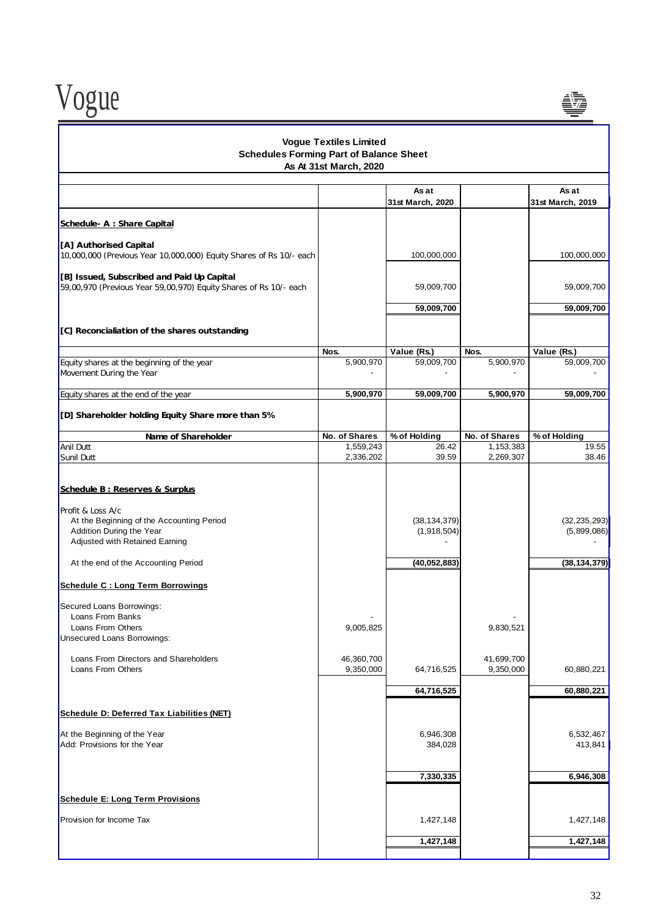Vogue

**Vogue Textiles Limited**
**Schedules Forming Part of Balance Sheet**
**As At 31st March, 2020**

| | | As at 31st March, 2020 | | As at 31st March, 2019 |
|---|---|---|---|---|
| **Schedule- A : Share Capital** | | | | |
| **[A] Authorised Capital** | | | | |
| 10,000,000 (Previous Year 10,000,000) Equity Shares of Rs 10/- each | | 100,000,000 | | 100,000,000 |
| **[B] Issued, Subscribed and Paid Up Capital** | | | | |
| 59,00,970 (Previous Year 59,00,970) Equity Shares of Rs 10/- each | | 59,009,700 | | 59,009,700 |
| | | **59,009,700** | | **59,009,700** |
| **[C] Reconcialiation of the shares outstanding** | | | | |
| | **Nos.** | **Value (Rs.)** | **Nos.** | **Value (Rs.)** |
| Equity shares at the beginning of the year | 5,900,970 | 59,009,700 | 5,900,970 | 59,009,700 |
| Movement During the Year | - | - | - | - |
| Equity shares at the end of the year | **5,900,970** | **59,009,700** | **5,900,970** | **59,009,700** |
| **[D] Shareholder holding Equity Share more than 5%** | | | | |
| **Name of Shareholder** | **No. of Shares** | **% of Holding** | **No. of Shares** | **% of Holding** |
| Anil Dutt | 1,559,243 | 26.42 | 1,153,383 | 19.55 |
| Sunil Dutt | 2,336,202 | 39.59 | 2,269,307 | 38.46 |
| **Schedule B : Reserves & Surplus** | | | | |
| Profit & Loss A/c | | | | |
| At the Beginning of the Accounting Period | | (38,134,379) | | (32,235,293) |
| Addition During the Year | | (1,918,504) | | (5,899,086) |
| Adjusted with Retained Earning | | - | | - |
| At the end of the Accounting Period | | **(40,052,883)** | | **(38,134,379)** |
| **Schedule C : Long Term Borrowings** | | | | |
| Secured Loans Borrowings: | | | | |
| Loans From Banks | - | | - | |
| Loans From Others | 9,005,825 | | 9,830,521 | |
| Unsecured Loans Borrowings: | | | | |
| Loans From Directors and Shareholders | 46,360,700 | | 41,699,700 | |
| Loans From Others | 9,350,000 | 64,716,525 | 9,350,000 | 60,880,221 |
| | | **64,716,525** | | **60,880,221** |
| **Schedule D: Deferred Tax Liabilities (NET)** | | | | |
| At the Beginning of the Year | | 6,946,308 | | 6,532,467 |
| Add: Provisions for the Year | | 384,028 | | 413,841 |
| | | **7,330,335** | | **6,946,308** |
| **Schedule E: Long Term Provisions** | | | | |
| Provision for Income Tax | | 1,427,148 | | 1,427,148 |
| | | **1,427,148** | | **1,427,148** |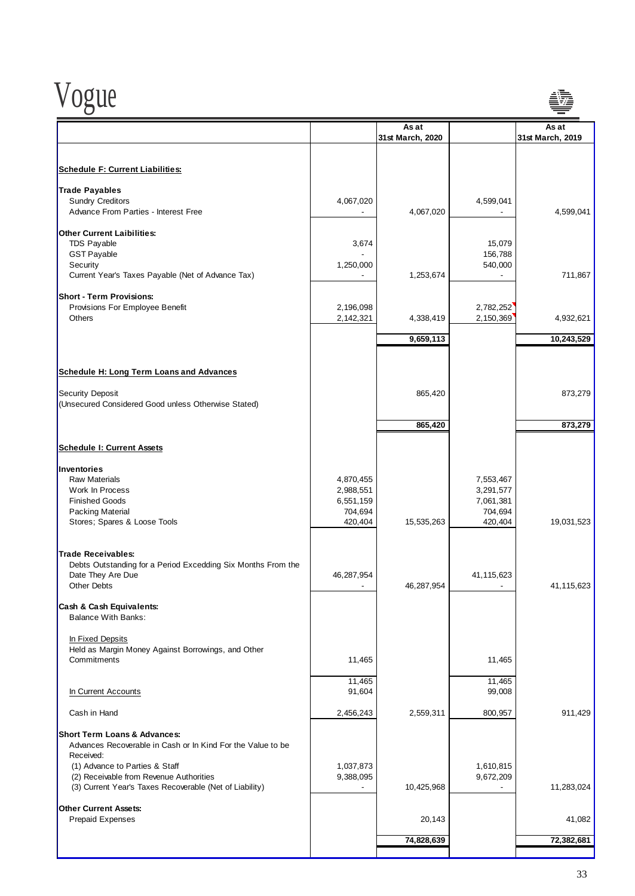# Vogue

| | | As at 31st March, 2020 | | As at 31st March, 2019 |
|---|---|---|---|---|
| **Schedule F: Current Liabilities:** | | | | |
| **Trade Payables** | | | | |
| Sundry Creditors | 4,067,020 | | 4,599,041 | |
| Advance From Parties - Interest Free | - | 4,067,020 | - | 4,599,041 |
| **Other Current Laibilities:** | | | | |
| TDS Payable | 3,674 | | 15,079 | |
| GST Payable | - | | 156,788 | |
| Security | 1,250,000 | | 540,000 | |
| Current Year's Taxes Payable (Net of Advance Tax) | - | 1,253,674 | - | 711,867 |
| **Short - Term Provisions:** | | | | |
| Provisions For Employee Benefit | 2,196,098 | | 2,782,252 | |
| Others | 2,142,321 | 4,338,419 | 2,150,369 | 4,932,621 |
| | | **9,659,113** | | **10,243,529** |
| **Schedule H: Long Term Loans and Advances** | | | | |
| Security Deposit | | 865,420 | | 873,279 |
| (Unsecured Considered Good unless Otherwise Stated) | | | | |
| | | **865,420** | | **873,279** |
| **Schedule I: Current Assets** | | | | |
| **Inventories** | | | | |
| Raw Materials | 4,870,455 | | 7,553,467 | |
| Work In Process | 2,988,551 | | 3,291,577 | |
| Finished Goods | 6,551,159 | | 7,061,381 | |
| Packing Material | 704,694 | | 704,694 | |
| Stores; Spares & Loose Tools | 420,404 | 15,535,263 | 420,404 | 19,031,523 |
| **Trade Receivables:** | | | | |
| Debts Outstanding for a Period Excedding Six Months From the Date They Are Due | 46,287,954 | | 41,115,623 | |
| Other Debts | - | 46,287,954 | - | 41,115,623 |
| **Cash & Cash Equivalents:** | | | | |
| Balance With Banks: | | | | |
| In Fixed Depsits | | | | |
| Held as Margin Money Against Borrowings, and Other Commitments | 11,465 | | 11,465 | |
| | 11,465 | | 11,465 | |
| In Current Accounts | 91,604 | | 99,008 | |
| Cash in Hand | 2,456,243 | 2,559,311 | 800,957 | 911,429 |
| **Short Term Loans & Advances:** | | | | |
| Advances Recoverable in Cash or In Kind For the Value to be Received: | | | | |
| (1) Advance to Parties & Staff | 1,037,873 | | 1,610,815 | |
| (2) Receivable from Revenue Authorities | 9,388,095 | | 9,672,209 | |
| (3) Current Year's Taxes Recoverable (Net of Liability) | - | 10,425,968 | - | 11,283,024 |
| **Other Current Assets:** | | | | |
| Prepaid Expenses | | 20,143 | | 41,082 |
| | | **74,828,639** | | **72,382,681** |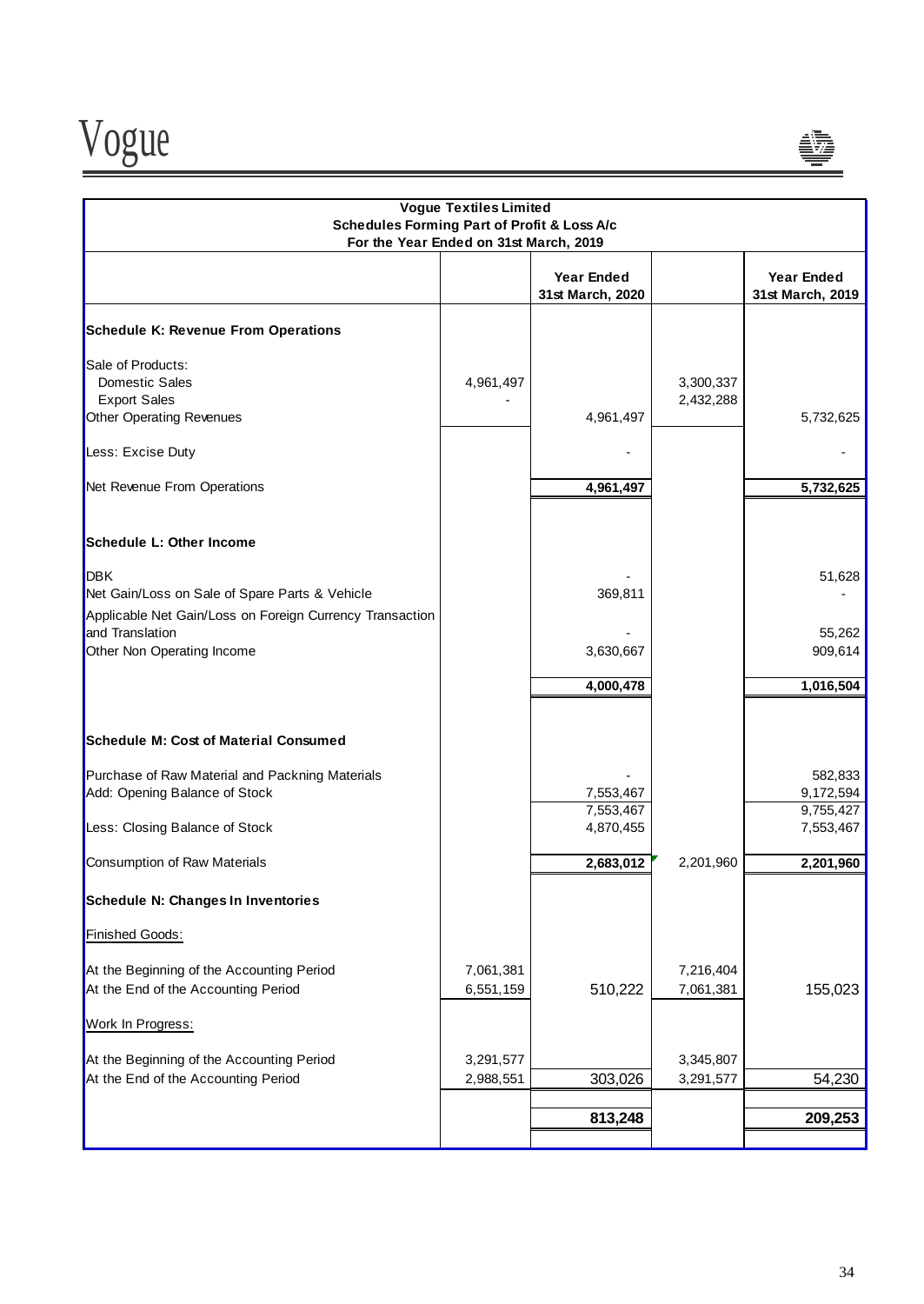| Vogue Textiles Limited<br>Schedules Forming Part of Profit & Loss A/c<br>For the Year Ended on 31st March, 2019 | | | | |
|---|---|---|---|---|
| | | **Year Ended 31st March, 2020** | | **Year Ended 31st March, 2019** |
| **Schedule K: Revenue From Operations** | | | | |
| Sale of Products: | | | | |
| Domestic Sales | 4,961,497 | | 3,300,337 | |
| Export Sales | - | | 2,432,288 | |
| Other Operating Revenues | | 4,961,497 | | 5,732,625 |
| Less: Excise Duty | | - | | - |
| Net Revenue From Operations | | **4,961,497** | | **5,732,625** |
| **Schedule L: Other Income** | | | | |
| DBK | | - | | 51,628 |
| Net Gain/Loss on Sale of Spare Parts & Vehicle | | 369,811 | | - |
| Applicable Net Gain/Loss on Foreign Currency Transaction and Translation | | - | | 55,262 |
| Other Non Operating Income | | 3,630,667 | | 909,614 |
| | | **4,000,478** | | **1,016,504** |
| **Schedule M: Cost of Material Consumed** | | | | |
| Purchase of Raw Material and Packning Materials | | - | | 582,833 |
| Add: Opening Balance of Stock | | 7,553,467 | | 9,172,594 |
| | | 7,553,467 | | 9,755,427 |
| Less: Closing Balance of Stock | | 4,870,455 | | 7,553,467 |
| Consumption of Raw Materials | | **2,683,012** | 2,201,960 | **2,201,960** |
| **Schedule N: Changes In Inventories** | | | | |
| Finished Goods: | | | | |
| At the Beginning of the Accounting Period | 7,061,381 | | 7,216,404 | |
| At the End of the Accounting Period | 6,551,159 | 510,222 | 7,061,381 | 155,023 |
| Work In Progress: | | | | |
| At the Beginning of the Accounting Period | 3,291,577 | | 3,345,807 | |
| At the End of the Accounting Period | 2,988,551 | 303,026 | 3,291,577 | 54,230 |
| | | **813,248** | | **209,253** |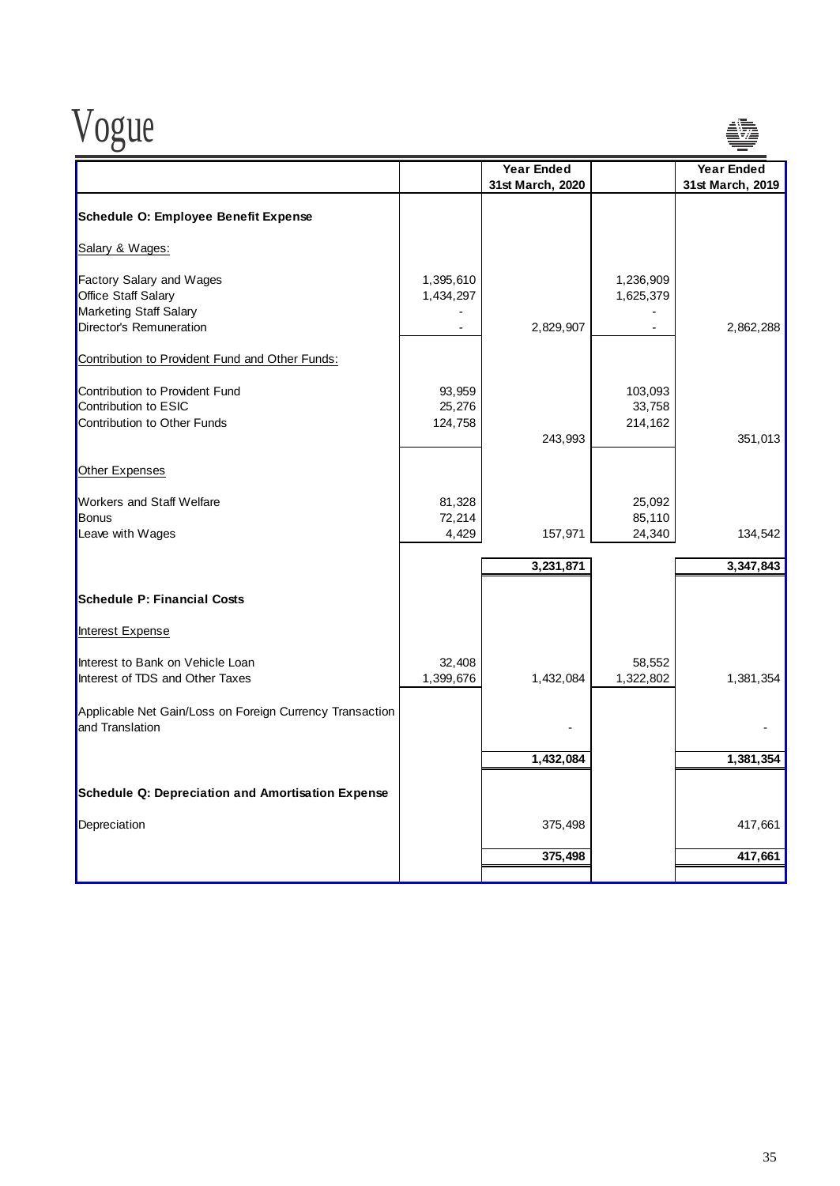# Vogue

| | | Year Ended 31st March, 2020 | | Year Ended 31st March, 2019 |
|---|---|---|---|---|
| **Schedule O: Employee Benefit Expense** | | | | |
| Salary & Wages: | | | | |
| Factory Salary and Wages | 1,395,610 | | 1,236,909 | |
| Office Staff Salary | 1,434,297 | | 1,625,379 | |
| Marketing Staff Salary | - | | - | |
| Director's Remuneration | - | 2,829,907 | - | 2,862,288 |
| Contribution to Provident Fund and Other Funds: | | | | |
| Contribution to Provident Fund | 93,959 | | 103,093 | |
| Contribution to ESIC | 25,276 | | 33,758 | |
| Contribution to Other Funds | 124,758 | 243,993 | 214,162 | 351,013 |
| Other Expenses | | | | |
| Workers and Staff Welfare | 81,328 | | 25,092 | |
| Bonus | 72,214 | | 85,110 | |
| Leave with Wages | 4,429 | 157,971 | 24,340 | 134,542 |
| | | **3,231,871** | | **3,347,843** |
| **Schedule P: Financial Costs** | | | | |
| Interest Expense | | | | |
| Interest to Bank on Vehicle Loan | 32,408 | | 58,552 | |
| Interest of TDS and Other Taxes | 1,399,676 | 1,432,084 | 1,322,802 | 1,381,354 |
| Applicable Net Gain/Loss on Foreign Currency Transaction and Translation | | - | | - |
| | | **1,432,084** | | **1,381,354** |
| **Schedule Q: Depreciation and Amortisation Expense** | | | | |
| Depreciation | | 375,498 | | 417,661 |
| | | **375,498** | | **417,661** |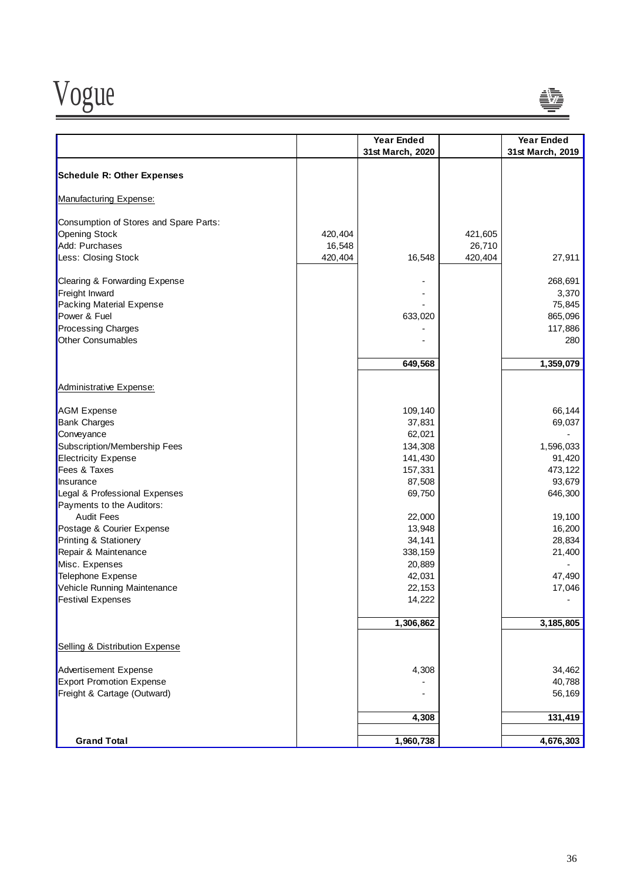| | | Year Ended 31st March, 2020 | | Year Ended 31st March, 2019 |
|---|---|---|---|---|
| **Schedule R: Other Expenses** | | | | |
| Manufacturing Expense: | | | | |
| Consumption of Stores and Spare Parts: | | | | |
| Opening Stock | 420,404 | | 421,605 | |
| Add: Purchases | 16,548 | | 26,710 | |
| Less: Closing Stock | 420,404 | 16,548 | 420,404 | 27,911 |
| Clearing & Forwarding Expense | | - | | 268,691 |
| Freight Inward | | - | | 3,370 |
| Packing Material Expense | | - | | 75,845 |
| Power & Fuel | | 633,020 | | 865,096 |
| Processing Charges | | - | | 117,886 |
| Other Consumables | | - | | 280 |
| | | **649,568** | | **1,359,079** |
| Administrative Expense: | | | | |
| AGM Expense | | 109,140 | | 66,144 |
| Bank Charges | | 37,831 | | 69,037 |
| Conveyance | | 62,021 | | - |
| Subscription/Membership Fees | | 134,308 | | 1,596,033 |
| Electricity Expense | | 141,430 | | 91,420 |
| Fees & Taxes | | 157,331 | | 473,122 |
| Insurance | | 87,508 | | 93,679 |
| Legal & Professional Expenses | | 69,750 | | 646,300 |
| Payments to the Auditors: | | | | |
| Audit Fees | | 22,000 | | 19,100 |
| Postage & Courier Expense | | 13,948 | | 16,200 |
| Printing & Stationery | | 34,141 | | 28,834 |
| Repair & Maintenance | | 338,159 | | 21,400 |
| Misc. Expenses | | 20,889 | | - |
| Telephone Expense | | 42,031 | | 47,490 |
| Vehicle Running Maintenance | | 22,153 | | 17,046 |
| Festival Expenses | | 14,222 | | - |
| | | **1,306,862** | | **3,185,805** |
| Selling & Distribution Expense | | | | |
| Advertisement Expense | | 4,308 | | 34,462 |
| Export Promotion Expense | | - | | 40,788 |
| Freight & Cartage (Outward) | | - | | 56,169 |
| | | **4,308** | | **131,419** |
| **Grand Total** | | **1,960,738** | | **4,676,303** |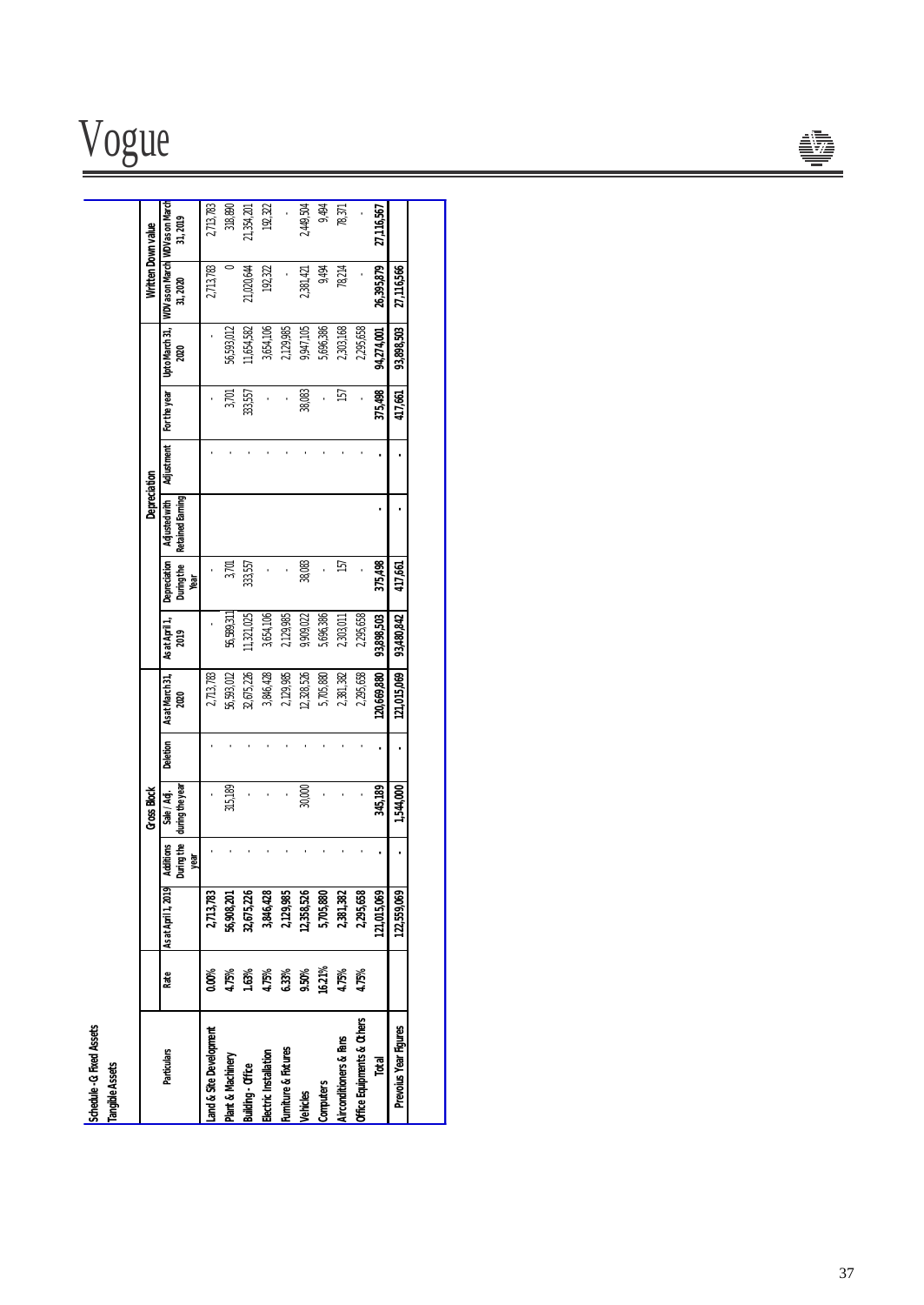# Vogue

**Schedule - G Fixed Assets**

**Tangible Assets**

| Particulars | Rate | Gross Block | | | | Depreciation | | | | | | Written Down value | |
|---|---|---|---|---|---|---|---|---|---|---|---|---|---|
| | | As at April 1, 2019 | Additions During the year | Sale / Adj. during the year | Deletion | As at March 31, 2020 | As at April 1, 2019 | Depreciation During the Year | Adjusted with Retained Earning | Adjustment | For the year | Upto March 31, 2020 | WDV as on March 31, 2020 | WDV as on March 31, 2019 |
| **Land & Site Development** | 0.00% | 2,713,783 | - | - | - | 2,713,783 | - | - | | - | - | - | 2,713,783 | 2,713,783 |
| **Plant & Machinery** | 4.75% | 56,908,201 | - | 315,189 | - | 56,593,012 | 56,589,311 | 3,701 | | - | 3,701 | 56,593,012 | 0 | 318,890 |
| **Building - Office** | 1.63% | 32,675,226 | - | - | - | 32,675,226 | 11,321,025 | 333,557 | | - | 333,557 | 11,654,582 | 21,020,644 | 21,354,201 |
| **Electric Installation** | 4.75% | 3,846,428 | - | - | - | 3,846,428 | 3,654,106 | - | | - | - | 3,654,106 | 192,322 | 192,322 |
| **Furniture & Fixtures** | 6.33% | 2,129,985 | - | - | - | 2,129,985 | 2,129,985 | - | | - | - | 2,129,985 | - | - |
| **Vehicles** | 9.50% | 12,358,526 | - | 30,000 | - | 12,328,526 | 9,909,022 | 38,083 | | - | 38,083 | 9,947,105 | 2,381,421 | 2,449,504 |
| **Computers** | 16.21% | 5,705,880 | - | - | - | 5,705,880 | 5,696,386 | - | | - | - | 5,696,386 | 9,494 | 9,494 |
| **Airconditioners & fans** | 4.75% | 2,381,382 | - | - | - | 2,381,382 | 2,303,011 | 157 | | - | 157 | 2,303,168 | 78,214 | 78,371 |
| **Office Equipments & Others** | 4.75% | 2,295,658 | - | - | - | 2,295,658 | 2,295,658 | - | | - | - | 2,295,658 | - | - |
| **Total** | | 121,015,069 | - | 345,189 | - | 120,669,880 | 93,898,503 | 375,498 | - | - | 375,498 | 94,274,001 | 26,395,879 | 27,116,567 |
| **Prevoius Year Figures** | | 122,559,069 | - | 1,544,000 | - | 121,015,069 | 93,480,842 | 417,661 | - | - | 417,661 | 93,898,503 | 27,116,566 | |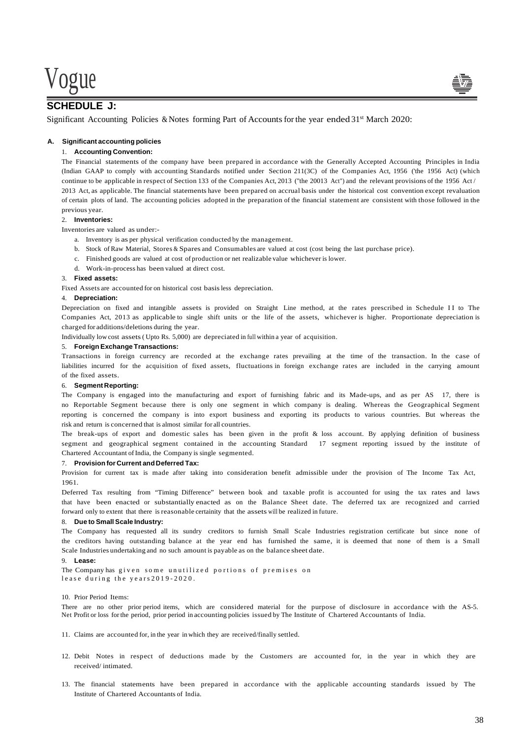# SCHEDULE J:

Significant Accounting Policies & Notes forming Part of Accounts for the year ended 31st March 2020:

**A. Significant accounting policies**

1. **Accounting Convention:**

The Financial statements of the company have been prepared in accordance with the Generally Accepted Accounting Principles in India (Indian GAAP to comply with accounting Standards notified under Section 211(3C) of the Companies Act, 1956 ('the 1956 Act) (which continue to be applicable in respect of Section 133 of the Companies Act, 2013 ("the 20013 Act") and the relevant provisions of the 1956 Act / 2013 Act, as applicable. The financial statements have been prepared on accrual basis under the historical cost convention except revaluation of certain plots of land. The accounting policies adopted in the preparation of the financial statement are consistent with those followed in the previous year.

2. **Inventories:**

Inventories are valued as under:-

a. Inventory is as per physical verification conducted by the management.
b. Stock of Raw Material, Stores & Spares and Consumables are valued at cost (cost being the last purchase price).
c. Finished goods are valued at cost of production or net realizable value whichever is lower.
d. Work-in-process has been valued at direct cost.

3. **Fixed assets:**

Fixed Assets are accounted for on historical cost basis less depreciation.

4. **Depreciation:**

Depreciation on fixed and intangible assets is provided on Straight Line method, at the rates prescribed in Schedule II to The Companies Act, 2013 as applicable to single shift units or the life of the assets, whichever is higher. Proportionate depreciation is charged for additions/deletions during the year.

Individually low cost assets ( Upto Rs. 5,000) are depreciated in full within a year of acquisition.

5. **Foreign Exchange Transactions:**

Transactions in foreign currency are recorded at the exchange rates prevailing at the time of the transaction. In the case of liabilities incurred for the acquisition of fixed assets, fluctuations in foreign exchange rates are included in the carrying amount of the fixed assets.

6. **Segment Reporting:**

The Company is engaged into the manufacturing and export of furnishing fabric and its Made-ups, and as per AS 17, there is no Reportable Segment because there is only one segment in which company is dealing. Whereas the Geographical Segment reporting is concerned the company is into export business and exporting its products to various countries. But whereas the risk and return is concerned that is almost similar for all countries.

The break-ups of export and domestic sales has been given in the profit & loss account. By applying definition of business segment and geographical segment contained in the accounting Standard 17 segment reporting issued by the institute of Chartered Accountant of India, the Company is single segmented.

7. **Provision for Current and Deferred Tax:**

Provision for current tax is made after taking into consideration benefit admissible under the provision of The Income Tax Act, 1961.

Deferred Tax resulting from "Timing Difference" between book and taxable profit is accounted for using the tax rates and laws that have been enacted or substantially enacted as on the Balance Sheet date. The deferred tax are recognized and carried forward only to extent that there is reasonable certainity that the assets will be realized in future.

8. **Due to Small Scale Industry:**

The Company has requested all its sundry creditors to furnish Small Scale Industries registration certificate but since none of the creditors having outstanding balance at the year end has furnished the same, it is deemed that none of them is a Small Scale Industries undertaking and no such amount is payable as on the balance sheet date.

9. **Lease:**

The Company has given some unutilized portions of premises on lease during the years 2019-2020.

10. Prior Period Items:

There are no other prior period items, which are considered material for the purpose of disclosure in accordance with the AS-5. Net Profit or loss for the period, prior period in accounting policies issued by The Institute of Chartered Accountants of India.

11. Claims are accounted for, in the year in which they are received/finally settled.

12. Debit Notes in respect of deductions made by the Customers are accounted for, in the year in which they are received/ intimated.

13. The financial statements have been prepared in accordance with the applicable accounting standards issued by The Institute of Chartered Accountants of India.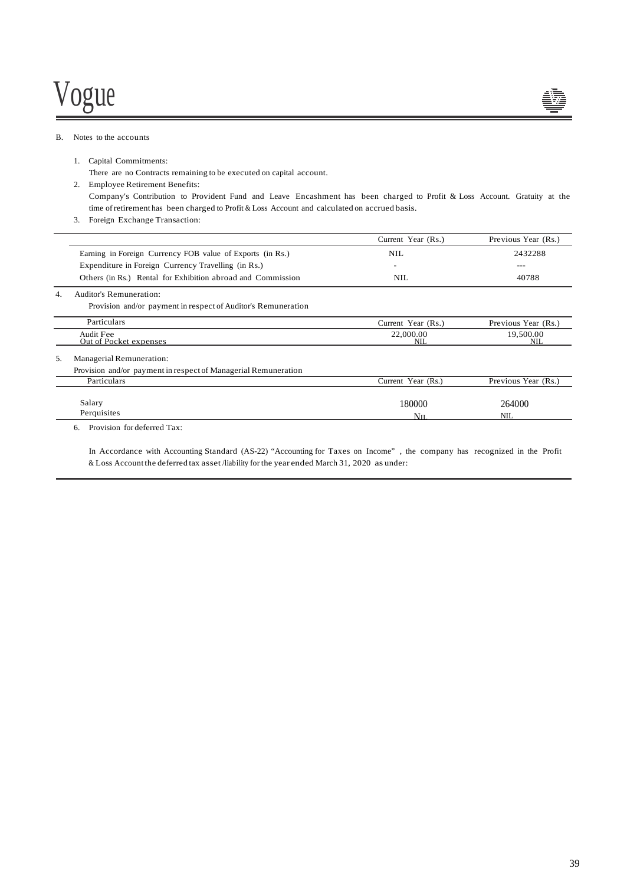B. Notes to the accounts

1. Capital Commitments:

   There are no Contracts remaining to be executed on capital account.

2. Employee Retirement Benefits:

   Company's Contribution to Provident Fund and Leave Encashment has been charged to Profit & Loss Account. Gratuity at the time of retirement has been charged to Profit & Loss Account and calculated on accrued basis.

3. Foreign Exchange Transaction:

| | Current Year (Rs.) | Previous Year (Rs.) |
|---|---|---|
| Earning in Foreign Currency FOB value of Exports (in Rs.) | NIL | 2432288 |
| Expenditure in Foreign Currency Travelling (in Rs.) | - | --- |
| Others (in Rs.) Rental for Exhibition abroad and Commission | NIL | 40788 |

4. Auditor's Remuneration:

   Provision and/or payment in respect of Auditor's Remuneration

| Particulars | Current Year (Rs.) | Previous Year (Rs.) |
|---|---|---|
| Audit Fee | 22,000.00 | 19,500.00 |
| Out of Pocket expenses | NIL | NIL |

5. Managerial Remuneration:

   Provision and/or payment in respect of Managerial Remuneration

| Particulars | Current Year (Rs.) | Previous Year (Rs.) |
|---|---|---|
| Salary | 180000 | 264000 |
| Perquisites | NIL | NIL |

6. Provision for deferred Tax:

   In Accordance with Accounting Standard (AS-22) "Accounting for Taxes on Income" , the company has recognized in the Profit & Loss Account the deferred tax asset /liability for the year ended March 31, 2020 as under: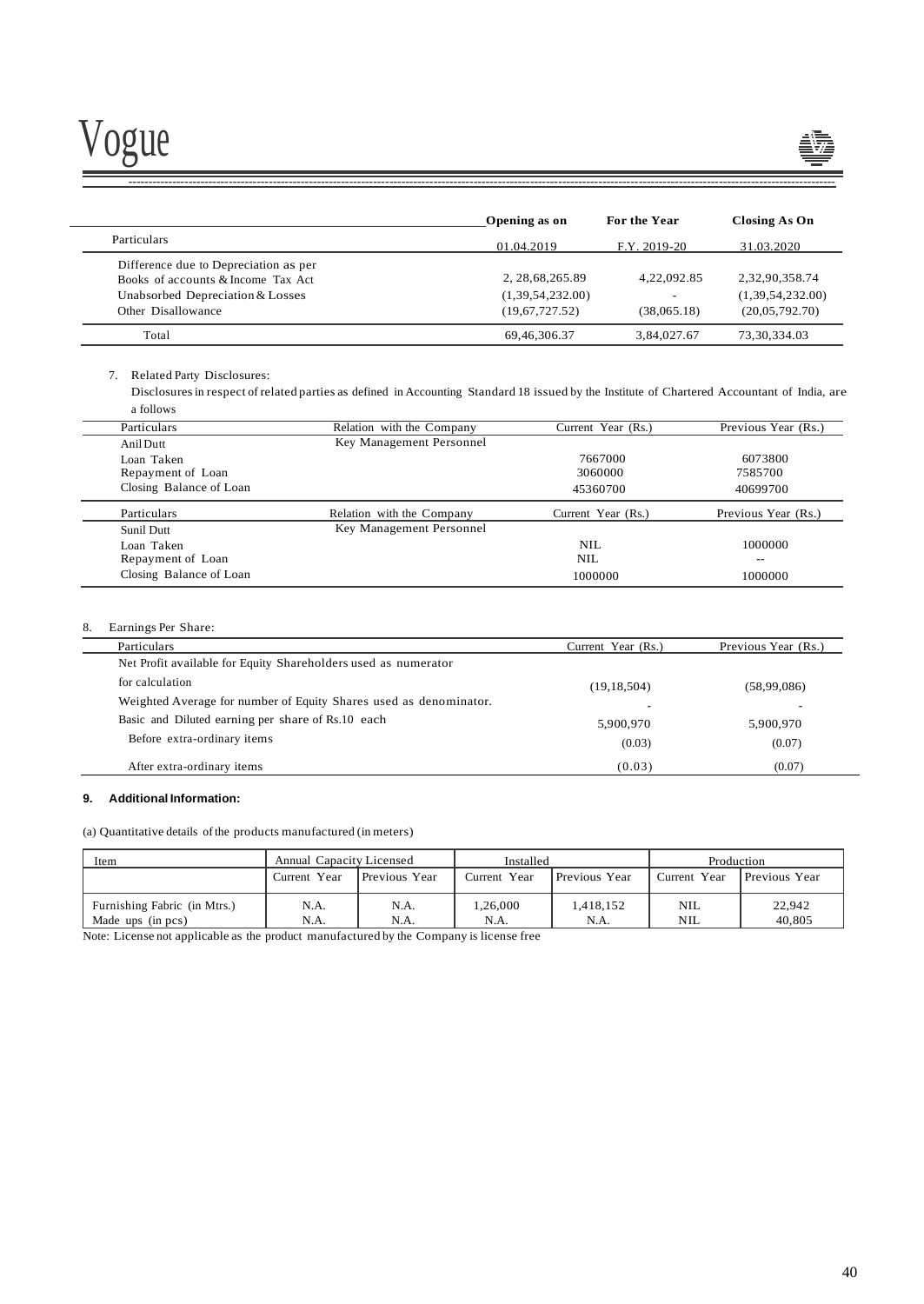| Particulars | Opening as on 01.04.2019 | For the Year F.Y. 2019-20 | Closing As On 31.03.2020 |
|---|---|---|---|
| Difference due to Depreciation as per Books of accounts & Income Tax Act | 2, 28,68,265.89 | 4,22,092.85 | 2,32,90,358.74 |
| Unabsorbed Depreciation & Losses | (1,39,54,232.00) | - | (1,39,54,232.00) |
| Other Disallowance | (19,67,727.52) | (38,065.18) | (20,05,792.70) |
| Total | 69,46,306.37 | 3,84,027.67 | 73,30,334.03 |

7. Related Party Disclosures:

   Disclosures in respect of related parties as defined in Accounting Standard 18 issued by the Institute of Chartered Accountant of India, are a follows

| Particulars | Relation with the Company | Current Year (Rs.) | Previous Year (Rs.) |
|---|---|---|---|
| Anil Dutt | Key Management Personnel | | |
| Loan Taken | | 7667000 | 6073800 |
| Repayment of Loan | | 3060000 | 7585700 |
| Closing Balance of Loan | | 45360700 | 40699700 |

| Particulars | Relation with the Company | Current Year (Rs.) | Previous Year (Rs.) |
|---|---|---|---|
| Sunil Dutt | Key Management Personnel | | |
| Loan Taken | | NIL | 1000000 |
| Repayment of Loan | | NIL | -- |
| Closing Balance of Loan | | 1000000 | 1000000 |

8. Earnings Per Share:

| Particulars | Current Year (Rs.) | Previous Year (Rs.) |
|---|---|---|
| Net Profit available for Equity Shareholders used as numerator for calculation | (19,18,504) | (58,99,086) |
| Weighted Average for number of Equity Shares used as denominator. | - | - |
| Basic and Diluted earning per share of Rs.10 each | 5,900,970 | 5,900,970 |
| Before extra-ordinary items | (0.03) | (0.07) |
| After extra-ordinary items | (0.03) | (0.07) |

**9. Additional Information:**

(a) Quantitative details of the products manufactured (in meters)

| Item | Annual Capacity Licensed | | Installed | | Production | |
|---|---|---|---|---|---|---|
| | Current Year | Previous Year | Current Year | Previous Year | Current Year | Previous Year |
| Furnishing Fabric (in Mtrs.) | N.A. | N.A. | 1,26,000 | 1,418,152 | NIL | 22,942 |
| Made ups (in pcs) | N.A. | N.A. | N.A. | N.A. | NIL | 40,805 |

Note: License not applicable as the product manufactured by the Company is license free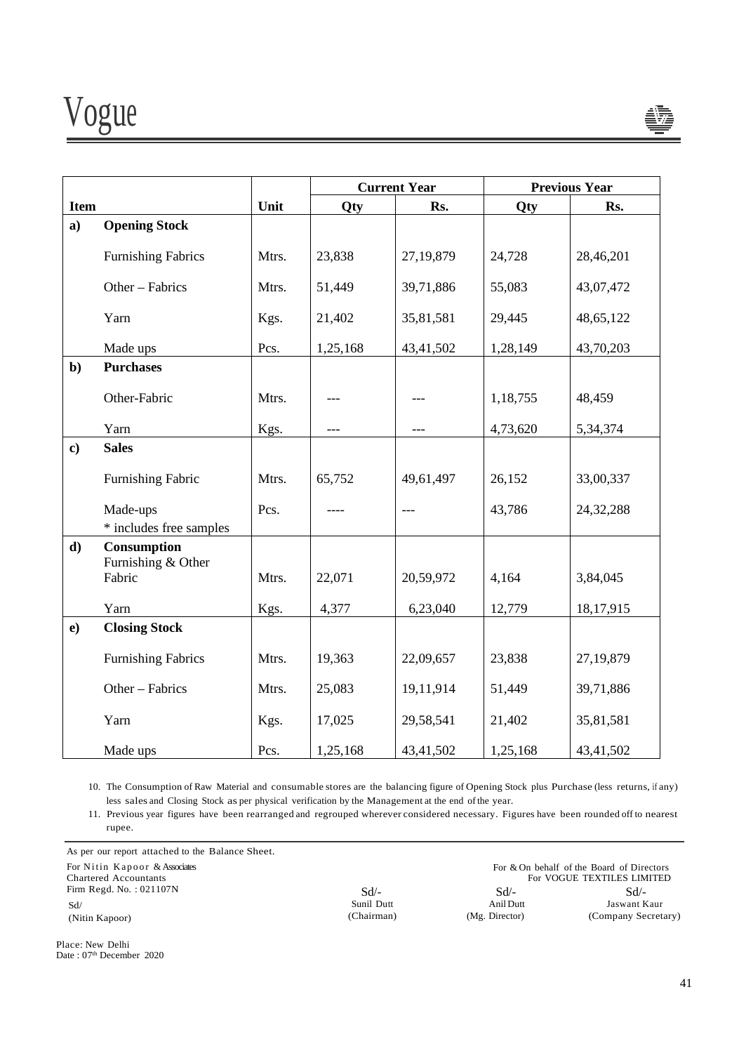| | | | Current Year | | Previous Year | |
|---|---|---|---|---|---|---|
| **Item** | | **Unit** | **Qty** | **Rs.** | **Qty** | **Rs.** |
| **a)** | **Opening Stock** | | | | | |
| | Furnishing Fabrics | Mtrs. | 23,838 | 27,19,879 | 24,728 | 28,46,201 |
| | Other – Fabrics | Mtrs. | 51,449 | 39,71,886 | 55,083 | 43,07,472 |
| | Yarn | Kgs. | 21,402 | 35,81,581 | 29,445 | 48,65,122 |
| | Made ups | Pcs. | 1,25,168 | 43,41,502 | 1,28,149 | 43,70,203 |
| **b)** | **Purchases** | | | | | |
| | Other-Fabric | Mtrs. | --- | --- | 1,18,755 | 48,459 |
| | Yarn | Kgs. | --- | --- | 4,73,620 | 5,34,374 |
| **c)** | **Sales** | | | | | |
| | Furnishing Fabric | Mtrs. | 65,752 | 49,61,497 | 26,152 | 33,00,337 |
| | Made-ups<br>* includes free samples | Pcs. | ---- | --- | 43,786 | 24,32,288 |
| **d)** | **Consumption**<br>Furnishing & Other Fabric | Mtrs. | 22,071 | 20,59,972 | 4,164 | 3,84,045 |
| | Yarn | Kgs. | 4,377 | 6,23,040 | 12,779 | 18,17,915 |
| **e)** | **Closing Stock** | | | | | |
| | Furnishing Fabrics | Mtrs. | 19,363 | 22,09,657 | 23,838 | 27,19,879 |
| | Other – Fabrics | Mtrs. | 25,083 | 19,11,914 | 51,449 | 39,71,886 |
| | Yarn | Kgs. | 17,025 | 29,58,541 | 21,402 | 35,81,581 |
| | Made ups | Pcs. | 1,25,168 | 43,41,502 | 1,25,168 | 43,41,502 |

10. The Consumption of Raw Material and consumable stores are the balancing figure of Opening Stock plus Purchase (less returns, if any) less sales and Closing Stock as per physical verification by the Management at the end of the year.
11. Previous year figures have been rearranged and regrouped wherever considered necessary. Figures have been rounded off to nearest rupee.

As per our report attached to the Balance Sheet.

For Nitin Kapoor & Associates
Chartered Accountants
Firm Regd. No. : 021107N

Sd/
(Nitin Kapoor)

For & On behalf of the Board of Directors
For VOGUE TEXTILES LIMITED

| Sd/- | Sd/- | Sd/- |
|---|---|---|
| Sunil Dutt<br>(Chairman) | Anil Dutt<br>(Mg. Director) | Jaswant Kaur<br>(Company Secretary) |

Place: New Delhi
Date : 07th December 2020